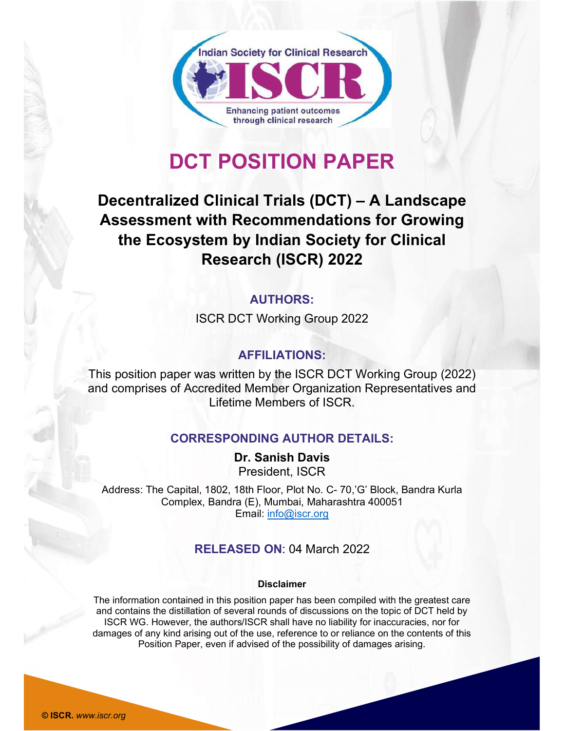Indian Society for Clinical Research

ISCR

Enhancing patient outcomes through clinical research

# DCT POSITION PAPER

## Decentralized Clinical Trials (DCT) – A Landscape Assessment with Recommendations for Growing the Ecosystem by Indian Society for Clinical Research (ISCR) 2022

### AUTHORS:

ISCR DCT Working Group 2022

### AFFILIATIONS:

This position paper was written by the ISCR DCT Working Group (2022) and comprises of Accredited Member Organization Representatives and Lifetime Members of ISCR.

### CORRESPONDING AUTHOR DETAILS:

**Dr. Sanish Davis**
President, ISCR

Address: The Capital, 1802, 18th Floor, Plot No. C- 70,'G' Block, Bandra Kurla Complex, Bandra (E), Mumbai, Maharashtra 400051
Email: info@iscr.org

### RELEASED ON: 04 March 2022

**Disclaimer**

The information contained in this position paper has been compiled with the greatest care and contains the distillation of several rounds of discussions on the topic of DCT held by ISCR WG. However, the authors/ISCR shall have no liability for inaccuracies, nor for damages of any kind arising out of the use, reference to or reliance on the contents of this Position Paper, even if advised of the possibility of damages arising.

**© ISCR.** *www.iscr.org*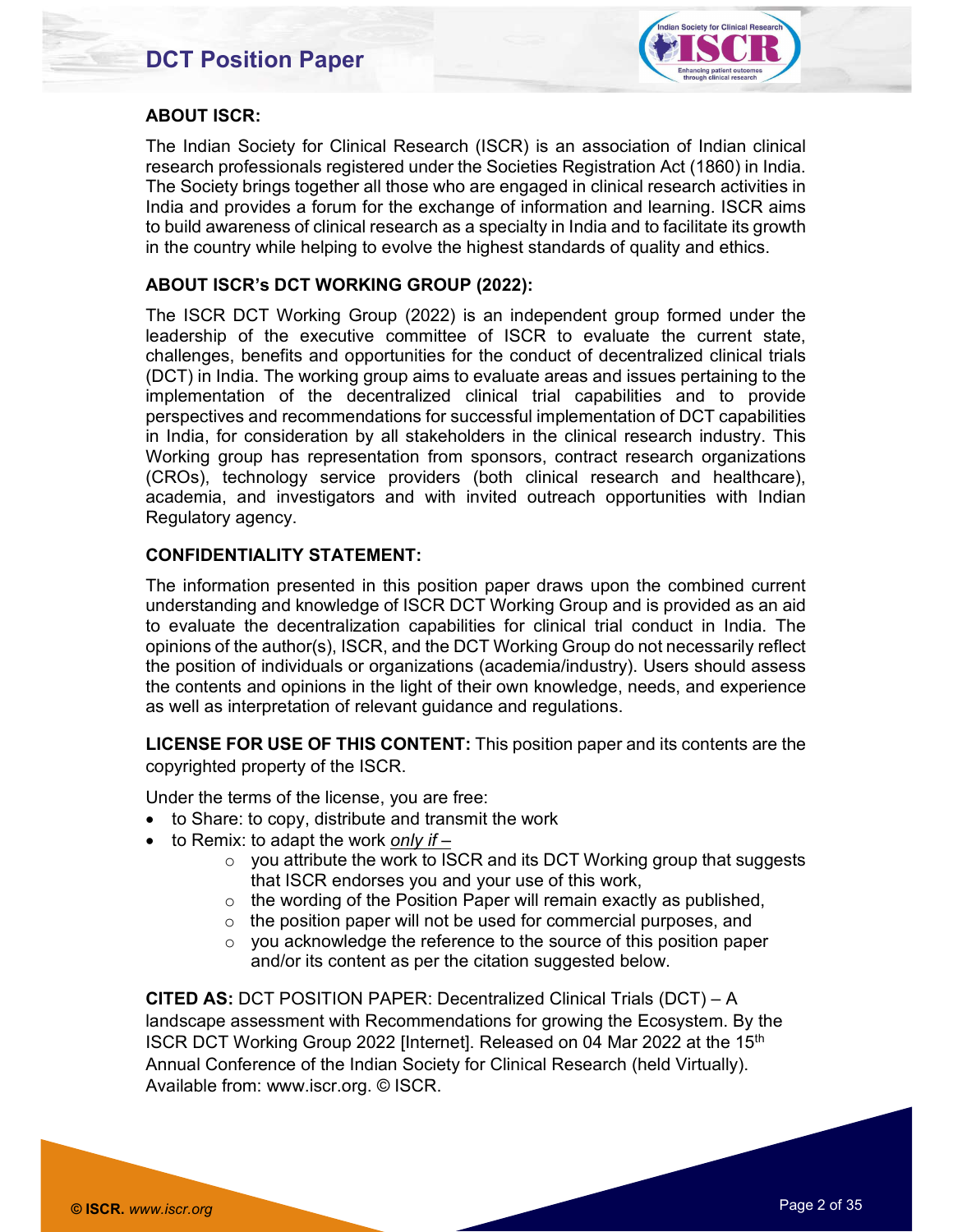**ABOUT ISCR:**

The Indian Society for Clinical Research (ISCR) is an association of Indian clinical research professionals registered under the Societies Registration Act (1860) in India. The Society brings together all those who are engaged in clinical research activities in India and provides a forum for the exchange of information and learning. ISCR aims to build awareness of clinical research as a specialty in India and to facilitate its growth in the country while helping to evolve the highest standards of quality and ethics.

**ABOUT ISCR's DCT WORKING GROUP (2022):**

The ISCR DCT Working Group (2022) is an independent group formed under the leadership of the executive committee of ISCR to evaluate the current state, challenges, benefits and opportunities for the conduct of decentralized clinical trials (DCT) in India. The working group aims to evaluate areas and issues pertaining to the implementation of the decentralized clinical trial capabilities and to provide perspectives and recommendations for successful implementation of DCT capabilities in India, for consideration by all stakeholders in the clinical research industry. This Working group has representation from sponsors, contract research organizations (CROs), technology service providers (both clinical research and healthcare), academia, and investigators and with invited outreach opportunities with Indian Regulatory agency.

**CONFIDENTIALITY STATEMENT:**

The information presented in this position paper draws upon the combined current understanding and knowledge of ISCR DCT Working Group and is provided as an aid to evaluate the decentralization capabilities for clinical trial conduct in India. The opinions of the author(s), ISCR, and the DCT Working Group do not necessarily reflect the position of individuals or organizations (academia/industry). Users should assess the contents and opinions in the light of their own knowledge, needs, and experience as well as interpretation of relevant guidance and regulations.

**LICENSE FOR USE OF THIS CONTENT:** This position paper and its contents are the copyrighted property of the ISCR.

Under the terms of the license, you are free:

- to Share: to copy, distribute and transmit the work
- to Remix: to adapt the work *only if* –
  - you attribute the work to ISCR and its DCT Working group that suggests that ISCR endorses you and your use of this work,
  - the wording of the Position Paper will remain exactly as published,
  - the position paper will not be used for commercial purposes, and
  - you acknowledge the reference to the source of this position paper and/or its content as per the citation suggested below.

**CITED AS:** DCT POSITION PAPER: Decentralized Clinical Trials (DCT) – A landscape assessment with Recommendations for growing the Ecosystem. By the ISCR DCT Working Group 2022 [Internet]. Released on 04 Mar 2022 at the 15th Annual Conference of the Indian Society for Clinical Research (held Virtually). Available from: www.iscr.org. © ISCR.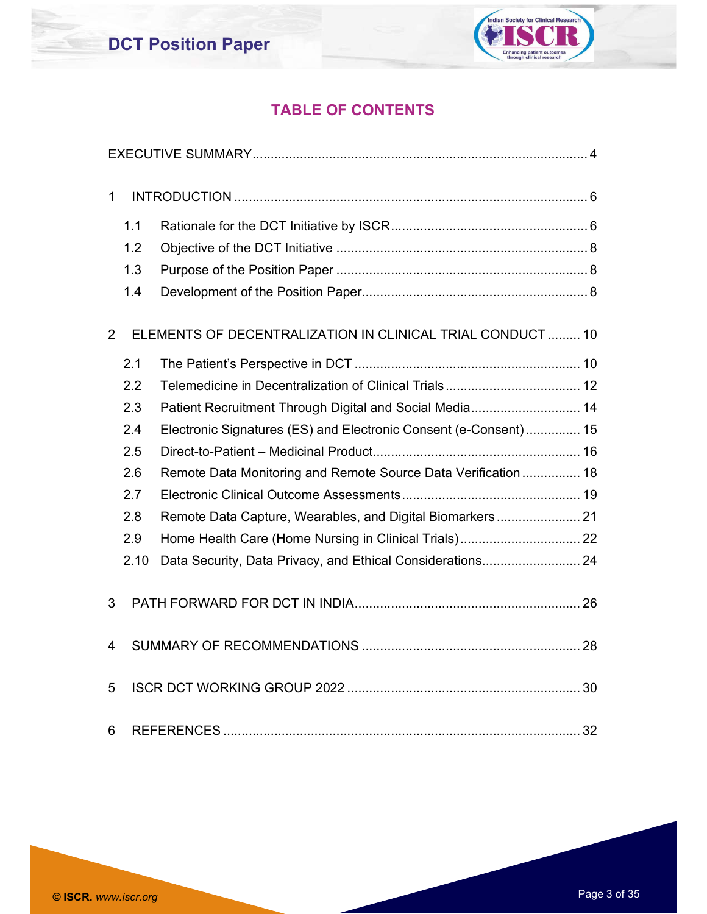## TABLE OF CONTENTS

EXECUTIVE SUMMARY .......... 4

1 INTRODUCTION .......... 6

- 1.1 Rationale for the DCT Initiative by ISCR .......... 6
- 1.2 Objective of the DCT Initiative .......... 8
- 1.3 Purpose of the Position Paper .......... 8
- 1.4 Development of the Position Paper .......... 8

2 ELEMENTS OF DECENTRALIZATION IN CLINICAL TRIAL CONDUCT .......... 10

- 2.1 The Patient's Perspective in DCT .......... 10
- 2.2 Telemedicine in Decentralization of Clinical Trials .......... 12
- 2.3 Patient Recruitment Through Digital and Social Media .......... 14
- 2.4 Electronic Signatures (ES) and Electronic Consent (e-Consent) .......... 15
- 2.5 Direct-to-Patient – Medicinal Product .......... 16
- 2.6 Remote Data Monitoring and Remote Source Data Verification .......... 18
- 2.7 Electronic Clinical Outcome Assessments .......... 19
- 2.8 Remote Data Capture, Wearables, and Digital Biomarkers .......... 21
- 2.9 Home Health Care (Home Nursing in Clinical Trials) .......... 22
- 2.10 Data Security, Data Privacy, and Ethical Considerations .......... 24

3 PATH FORWARD FOR DCT IN INDIA .......... 26

4 SUMMARY OF RECOMMENDATIONS .......... 28

5 ISCR DCT WORKING GROUP 2022 .......... 30

6 REFERENCES .......... 32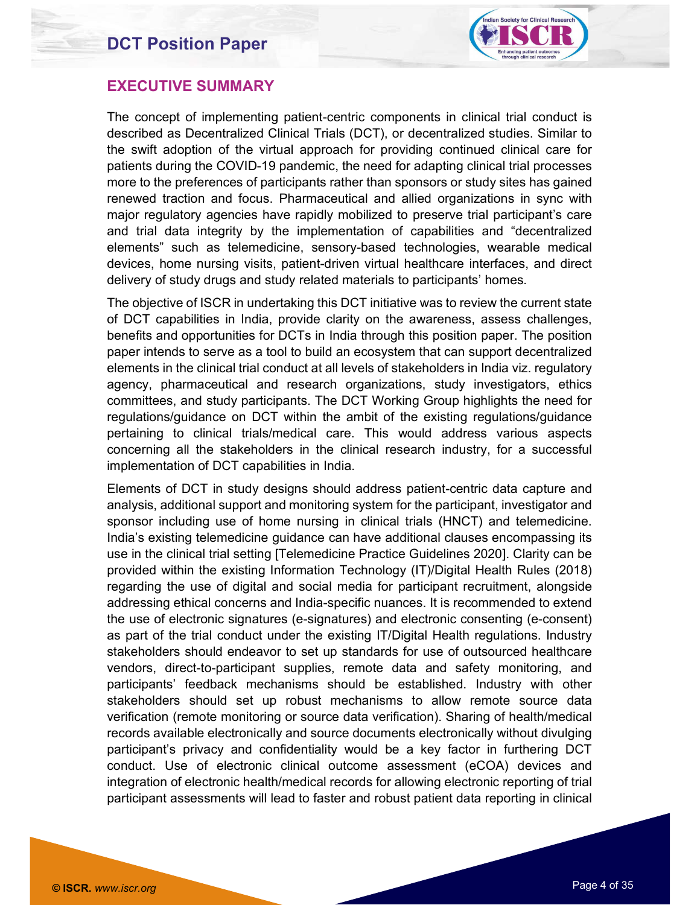## EXECUTIVE SUMMARY

The concept of implementing patient-centric components in clinical trial conduct is described as Decentralized Clinical Trials (DCT), or decentralized studies. Similar to the swift adoption of the virtual approach for providing continued clinical care for patients during the COVID-19 pandemic, the need for adapting clinical trial processes more to the preferences of participants rather than sponsors or study sites has gained renewed traction and focus. Pharmaceutical and allied organizations in sync with major regulatory agencies have rapidly mobilized to preserve trial participant's care and trial data integrity by the implementation of capabilities and "decentralized elements" such as telemedicine, sensory-based technologies, wearable medical devices, home nursing visits, patient-driven virtual healthcare interfaces, and direct delivery of study drugs and study related materials to participants' homes.

The objective of ISCR in undertaking this DCT initiative was to review the current state of DCT capabilities in India, provide clarity on the awareness, assess challenges, benefits and opportunities for DCTs in India through this position paper. The position paper intends to serve as a tool to build an ecosystem that can support decentralized elements in the clinical trial conduct at all levels of stakeholders in India viz. regulatory agency, pharmaceutical and research organizations, study investigators, ethics committees, and study participants. The DCT Working Group highlights the need for regulations/guidance on DCT within the ambit of the existing regulations/guidance pertaining to clinical trials/medical care. This would address various aspects concerning all the stakeholders in the clinical research industry, for a successful implementation of DCT capabilities in India.

Elements of DCT in study designs should address patient-centric data capture and analysis, additional support and monitoring system for the participant, investigator and sponsor including use of home nursing in clinical trials (HNCT) and telemedicine. India's existing telemedicine guidance can have additional clauses encompassing its use in the clinical trial setting [Telemedicine Practice Guidelines 2020]. Clarity can be provided within the existing Information Technology (IT)/Digital Health Rules (2018) regarding the use of digital and social media for participant recruitment, alongside addressing ethical concerns and India-specific nuances. It is recommended to extend the use of electronic signatures (e-signatures) and electronic consenting (e-consent) as part of the trial conduct under the existing IT/Digital Health regulations. Industry stakeholders should endeavor to set up standards for use of outsourced healthcare vendors, direct-to-participant supplies, remote data and safety monitoring, and participants' feedback mechanisms should be established. Industry with other stakeholders should set up robust mechanisms to allow remote source data verification (remote monitoring or source data verification). Sharing of health/medical records available electronically and source documents electronically without divulging participant's privacy and confidentiality would be a key factor in furthering DCT conduct. Use of electronic clinical outcome assessment (eCOA) devices and integration of electronic health/medical records for allowing electronic reporting of trial participant assessments will lead to faster and robust patient data reporting in clinical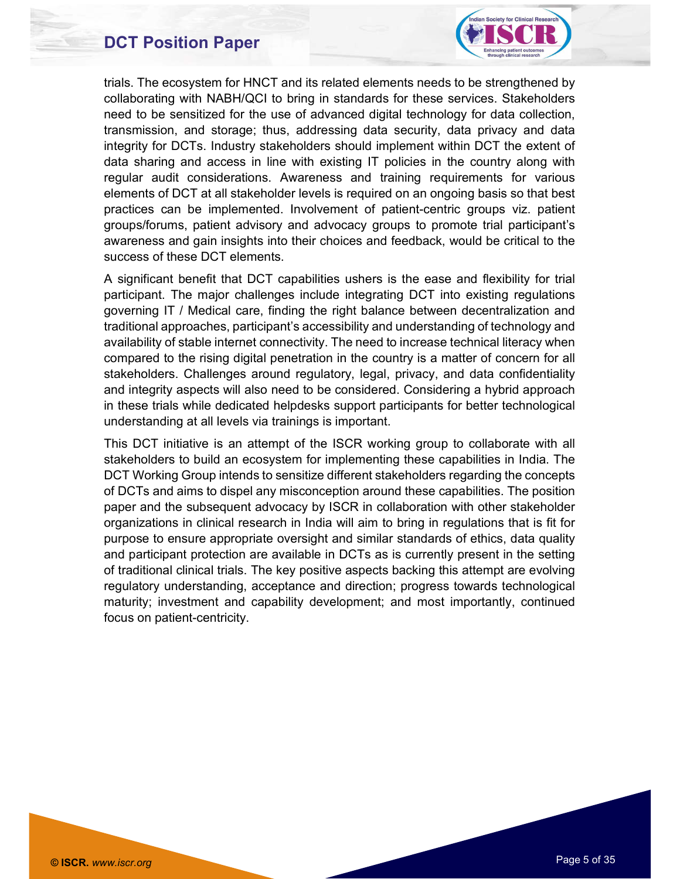trials. The ecosystem for HNCT and its related elements needs to be strengthened by collaborating with NABH/QCI to bring in standards for these services. Stakeholders need to be sensitized for the use of advanced digital technology for data collection, transmission, and storage; thus, addressing data security, data privacy and data integrity for DCTs. Industry stakeholders should implement within DCT the extent of data sharing and access in line with existing IT policies in the country along with regular audit considerations. Awareness and training requirements for various elements of DCT at all stakeholder levels is required on an ongoing basis so that best practices can be implemented. Involvement of patient-centric groups viz. patient groups/forums, patient advisory and advocacy groups to promote trial participant's awareness and gain insights into their choices and feedback, would be critical to the success of these DCT elements.

A significant benefit that DCT capabilities ushers is the ease and flexibility for trial participant. The major challenges include integrating DCT into existing regulations governing IT / Medical care, finding the right balance between decentralization and traditional approaches, participant's accessibility and understanding of technology and availability of stable internet connectivity. The need to increase technical literacy when compared to the rising digital penetration in the country is a matter of concern for all stakeholders. Challenges around regulatory, legal, privacy, and data confidentiality and integrity aspects will also need to be considered. Considering a hybrid approach in these trials while dedicated helpdesks support participants for better technological understanding at all levels via trainings is important.

This DCT initiative is an attempt of the ISCR working group to collaborate with all stakeholders to build an ecosystem for implementing these capabilities in India. The DCT Working Group intends to sensitize different stakeholders regarding the concepts of DCTs and aims to dispel any misconception around these capabilities. The position paper and the subsequent advocacy by ISCR in collaboration with other stakeholder organizations in clinical research in India will aim to bring in regulations that is fit for purpose to ensure appropriate oversight and similar standards of ethics, data quality and participant protection are available in DCTs as is currently present in the setting of traditional clinical trials. The key positive aspects backing this attempt are evolving regulatory understanding, acceptance and direction; progress towards technological maturity; investment and capability development; and most importantly, continued focus on patient-centricity.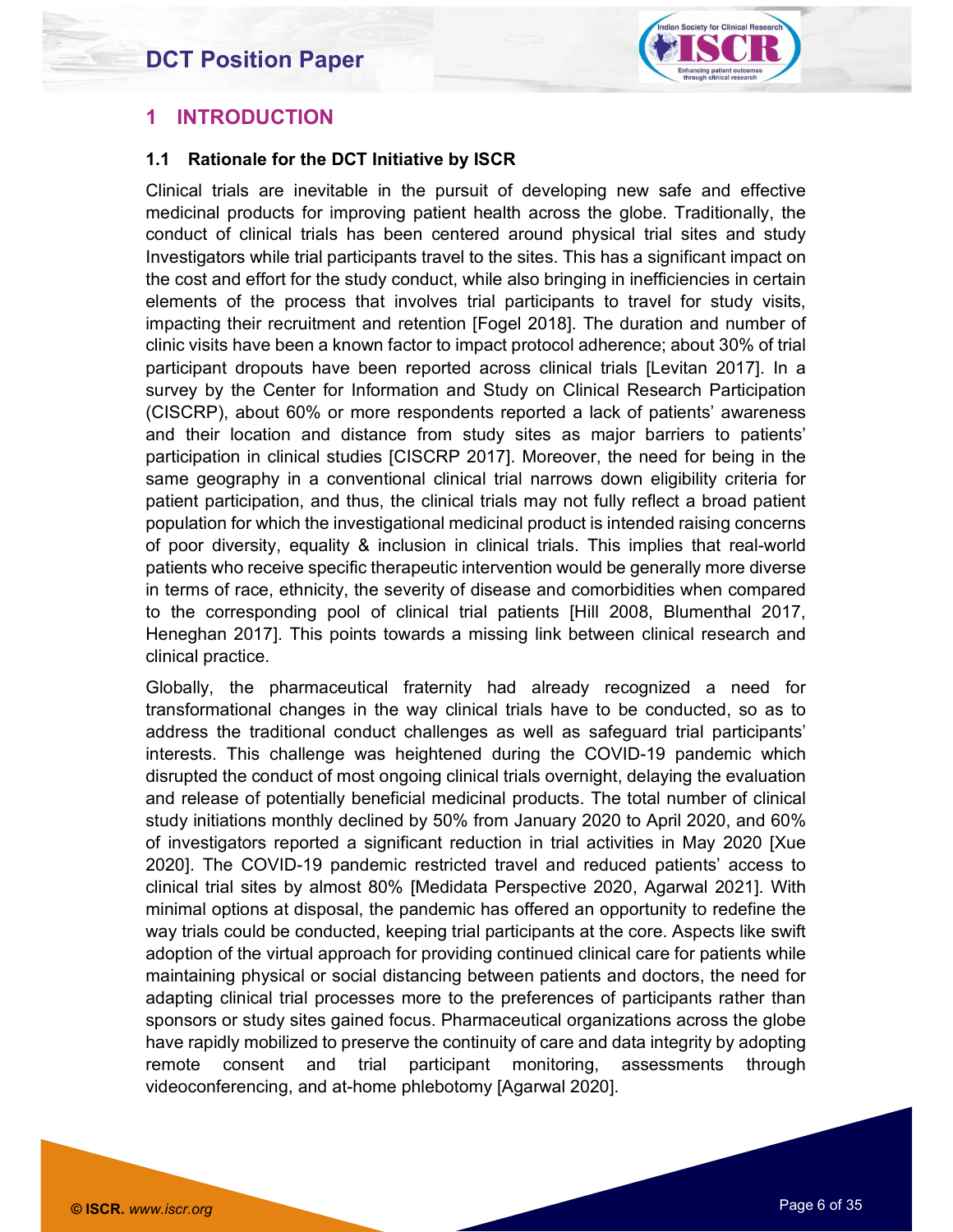# 1 INTRODUCTION

## 1.1 Rationale for the DCT Initiative by ISCR

Clinical trials are inevitable in the pursuit of developing new safe and effective medicinal products for improving patient health across the globe. Traditionally, the conduct of clinical trials has been centered around physical trial sites and study Investigators while trial participants travel to the sites. This has a significant impact on the cost and effort for the study conduct, while also bringing in inefficiencies in certain elements of the process that involves trial participants to travel for study visits, impacting their recruitment and retention [Fogel 2018]. The duration and number of clinic visits have been a known factor to impact protocol adherence; about 30% of trial participant dropouts have been reported across clinical trials [Levitan 2017]. In a survey by the Center for Information and Study on Clinical Research Participation (CISCRP), about 60% or more respondents reported a lack of patients' awareness and their location and distance from study sites as major barriers to patients' participation in clinical studies [CISCRP 2017]. Moreover, the need for being in the same geography in a conventional clinical trial narrows down eligibility criteria for patient participation, and thus, the clinical trials may not fully reflect a broad patient population for which the investigational medicinal product is intended raising concerns of poor diversity, equality & inclusion in clinical trials. This implies that real-world patients who receive specific therapeutic intervention would be generally more diverse in terms of race, ethnicity, the severity of disease and comorbidities when compared to the corresponding pool of clinical trial patients [Hill 2008, Blumenthal 2017, Heneghan 2017]. This points towards a missing link between clinical research and clinical practice.

Globally, the pharmaceutical fraternity had already recognized a need for transformational changes in the way clinical trials have to be conducted, so as to address the traditional conduct challenges as well as safeguard trial participants' interests. This challenge was heightened during the COVID-19 pandemic which disrupted the conduct of most ongoing clinical trials overnight, delaying the evaluation and release of potentially beneficial medicinal products. The total number of clinical study initiations monthly declined by 50% from January 2020 to April 2020, and 60% of investigators reported a significant reduction in trial activities in May 2020 [Xue 2020]. The COVID-19 pandemic restricted travel and reduced patients' access to clinical trial sites by almost 80% [Medidata Perspective 2020, Agarwal 2021]. With minimal options at disposal, the pandemic has offered an opportunity to redefine the way trials could be conducted, keeping trial participants at the core. Aspects like swift adoption of the virtual approach for providing continued clinical care for patients while maintaining physical or social distancing between patients and doctors, the need for adapting clinical trial processes more to the preferences of participants rather than sponsors or study sites gained focus. Pharmaceutical organizations across the globe have rapidly mobilized to preserve the continuity of care and data integrity by adopting remote consent and trial participant monitoring, assessments through videoconferencing, and at-home phlebotomy [Agarwal 2020].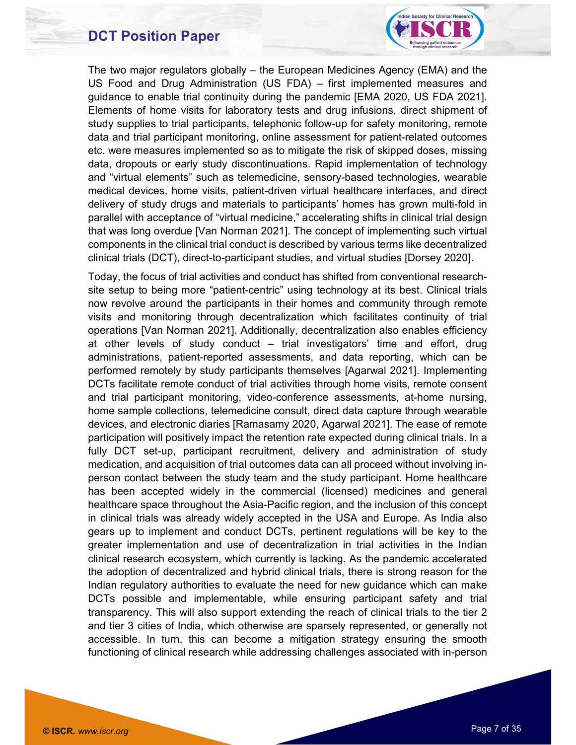The two major regulators globally – the European Medicines Agency (EMA) and the US Food and Drug Administration (US FDA) – first implemented measures and guidance to enable trial continuity during the pandemic [EMA 2020, US FDA 2021]. Elements of home visits for laboratory tests and drug infusions, direct shipment of study supplies to trial participants, telephonic follow-up for safety monitoring, remote data and trial participant monitoring, online assessment for patient-related outcomes etc. were measures implemented so as to mitigate the risk of skipped doses, missing data, dropouts or early study discontinuations. Rapid implementation of technology and "virtual elements" such as telemedicine, sensory-based technologies, wearable medical devices, home visits, patient-driven virtual healthcare interfaces, and direct delivery of study drugs and materials to participants' homes has grown multi-fold in parallel with acceptance of "virtual medicine," accelerating shifts in clinical trial design that was long overdue [Van Norman 2021]. The concept of implementing such virtual components in the clinical trial conduct is described by various terms like decentralized clinical trials (DCT), direct-to-participant studies, and virtual studies [Dorsey 2020].

Today, the focus of trial activities and conduct has shifted from conventional research-site setup to being more "patient-centric" using technology at its best. Clinical trials now revolve around the participants in their homes and community through remote visits and monitoring through decentralization which facilitates continuity of trial operations [Van Norman 2021]. Additionally, decentralization also enables efficiency at other levels of study conduct – trial investigators' time and effort, drug administrations, patient-reported assessments, and data reporting, which can be performed remotely by study participants themselves [Agarwal 2021]. Implementing DCTs facilitate remote conduct of trial activities through home visits, remote consent and trial participant monitoring, video-conference assessments, at-home nursing, home sample collections, telemedicine consult, direct data capture through wearable devices, and electronic diaries [Ramasamy 2020, Agarwal 2021]. The ease of remote participation will positively impact the retention rate expected during clinical trials. In a fully DCT set-up, participant recruitment, delivery and administration of study medication, and acquisition of trial outcomes data can all proceed without involving in-person contact between the study team and the study participant. Home healthcare has been accepted widely in the commercial (licensed) medicines and general healthcare space throughout the Asia-Pacific region, and the inclusion of this concept in clinical trials was already widely accepted in the USA and Europe. As India also gears up to implement and conduct DCTs, pertinent regulations will be key to the greater implementation and use of decentralization in trial activities in the Indian clinical research ecosystem, which currently is lacking. As the pandemic accelerated the adoption of decentralized and hybrid clinical trials, there is strong reason for the Indian regulatory authorities to evaluate the need for new guidance which can make DCTs possible and implementable, while ensuring participant safety and trial transparency. This will also support extending the reach of clinical trials to the tier 2 and tier 3 cities of India, which otherwise are sparsely represented, or generally not accessible. In turn, this can become a mitigation strategy ensuring the smooth functioning of clinical research while addressing challenges associated with in-person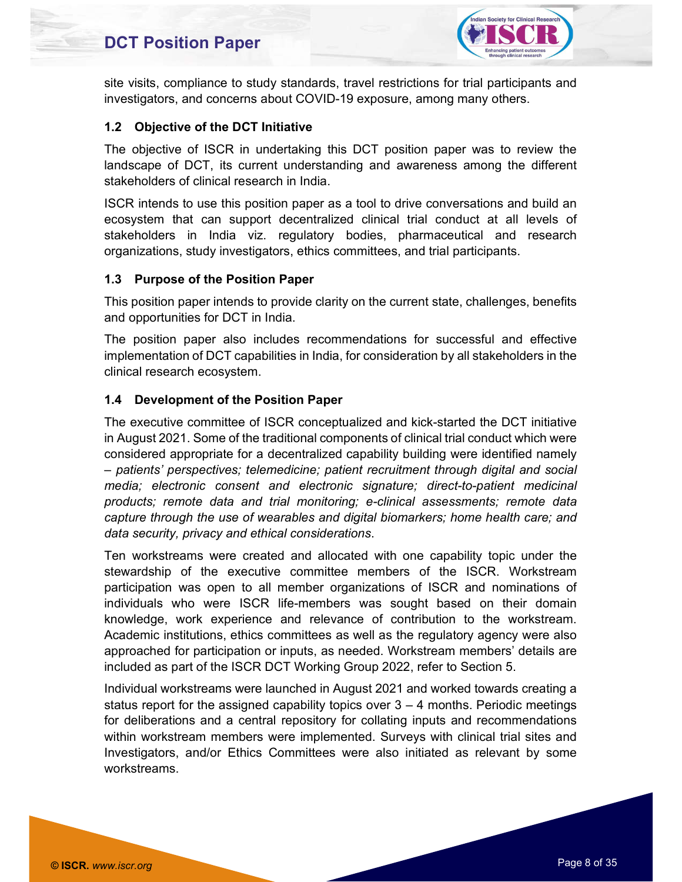site visits, compliance to study standards, travel restrictions for trial participants and investigators, and concerns about COVID-19 exposure, among many others.

### 1.2 Objective of the DCT Initiative

The objective of ISCR in undertaking this DCT position paper was to review the landscape of DCT, its current understanding and awareness among the different stakeholders of clinical research in India.

ISCR intends to use this position paper as a tool to drive conversations and build an ecosystem that can support decentralized clinical trial conduct at all levels of stakeholders in India viz. regulatory bodies, pharmaceutical and research organizations, study investigators, ethics committees, and trial participants.

### 1.3 Purpose of the Position Paper

This position paper intends to provide clarity on the current state, challenges, benefits and opportunities for DCT in India.

The position paper also includes recommendations for successful and effective implementation of DCT capabilities in India, for consideration by all stakeholders in the clinical research ecosystem.

### 1.4 Development of the Position Paper

The executive committee of ISCR conceptualized and kick-started the DCT initiative in August 2021. Some of the traditional components of clinical trial conduct which were considered appropriate for a decentralized capability building were identified namely – *patients' perspectives; telemedicine; patient recruitment through digital and social media; electronic consent and electronic signature; direct-to-patient medicinal products; remote data and trial monitoring; e-clinical assessments; remote data capture through the use of wearables and digital biomarkers; home health care; and data security, privacy and ethical considerations*.

Ten workstreams were created and allocated with one capability topic under the stewardship of the executive committee members of the ISCR. Workstream participation was open to all member organizations of ISCR and nominations of individuals who were ISCR life-members was sought based on their domain knowledge, work experience and relevance of contribution to the workstream. Academic institutions, ethics committees as well as the regulatory agency were also approached for participation or inputs, as needed. Workstream members' details are included as part of the ISCR DCT Working Group 2022, refer to Section 5.

Individual workstreams were launched in August 2021 and worked towards creating a status report for the assigned capability topics over 3 – 4 months. Periodic meetings for deliberations and a central repository for collating inputs and recommendations within workstream members were implemented. Surveys with clinical trial sites and Investigators, and/or Ethics Committees were also initiated as relevant by some workstreams.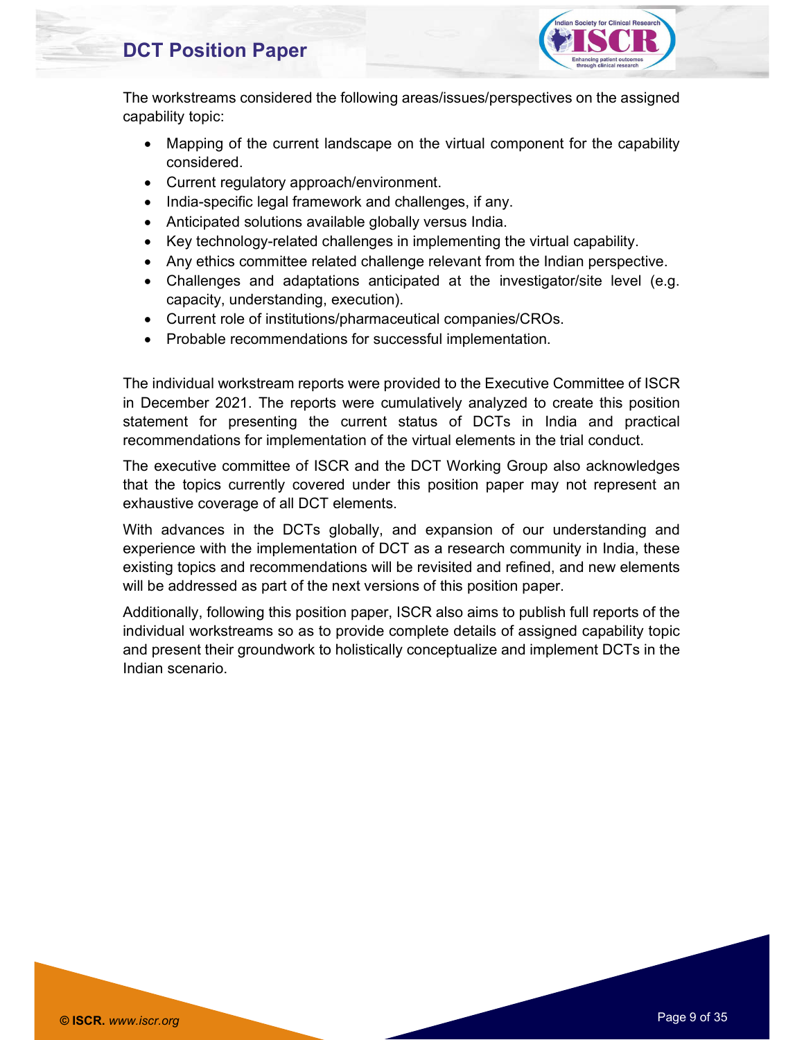The workstreams considered the following areas/issues/perspectives on the assigned capability topic:

- Mapping of the current landscape on the virtual component for the capability considered.
- Current regulatory approach/environment.
- India-specific legal framework and challenges, if any.
- Anticipated solutions available globally versus India.
- Key technology-related challenges in implementing the virtual capability.
- Any ethics committee related challenge relevant from the Indian perspective.
- Challenges and adaptations anticipated at the investigator/site level (e.g. capacity, understanding, execution).
- Current role of institutions/pharmaceutical companies/CROs.
- Probable recommendations for successful implementation.

The individual workstream reports were provided to the Executive Committee of ISCR in December 2021. The reports were cumulatively analyzed to create this position statement for presenting the current status of DCTs in India and practical recommendations for implementation of the virtual elements in the trial conduct.

The executive committee of ISCR and the DCT Working Group also acknowledges that the topics currently covered under this position paper may not represent an exhaustive coverage of all DCT elements.

With advances in the DCTs globally, and expansion of our understanding and experience with the implementation of DCT as a research community in India, these existing topics and recommendations will be revisited and refined, and new elements will be addressed as part of the next versions of this position paper.

Additionally, following this position paper, ISCR also aims to publish full reports of the individual workstreams so as to provide complete details of assigned capability topic and present their groundwork to holistically conceptualize and implement DCTs in the Indian scenario.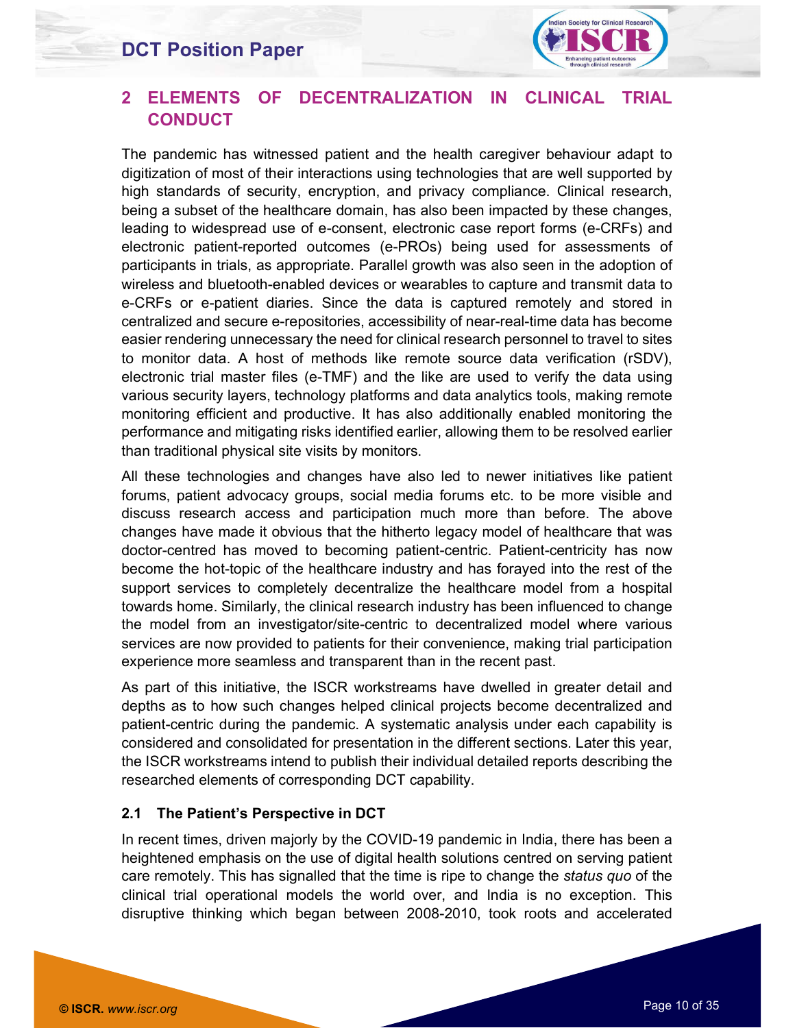## 2 ELEMENTS OF DECENTRALIZATION IN CLINICAL TRIAL CONDUCT

The pandemic has witnessed patient and the health caregiver behaviour adapt to digitization of most of their interactions using technologies that are well supported by high standards of security, encryption, and privacy compliance. Clinical research, being a subset of the healthcare domain, has also been impacted by these changes, leading to widespread use of e-consent, electronic case report forms (e-CRFs) and electronic patient-reported outcomes (e-PROs) being used for assessments of participants in trials, as appropriate. Parallel growth was also seen in the adoption of wireless and bluetooth-enabled devices or wearables to capture and transmit data to e-CRFs or e-patient diaries. Since the data is captured remotely and stored in centralized and secure e-repositories, accessibility of near-real-time data has become easier rendering unnecessary the need for clinical research personnel to travel to sites to monitor data. A host of methods like remote source data verification (rSDV), electronic trial master files (e-TMF) and the like are used to verify the data using various security layers, technology platforms and data analytics tools, making remote monitoring efficient and productive. It has also additionally enabled monitoring the performance and mitigating risks identified earlier, allowing them to be resolved earlier than traditional physical site visits by monitors.

All these technologies and changes have also led to newer initiatives like patient forums, patient advocacy groups, social media forums etc. to be more visible and discuss research access and participation much more than before. The above changes have made it obvious that the hitherto legacy model of healthcare that was doctor-centred has moved to becoming patient-centric. Patient-centricity has now become the hot-topic of the healthcare industry and has forayed into the rest of the support services to completely decentralize the healthcare model from a hospital towards home. Similarly, the clinical research industry has been influenced to change the model from an investigator/site-centric to decentralized model where various services are now provided to patients for their convenience, making trial participation experience more seamless and transparent than in the recent past.

As part of this initiative, the ISCR workstreams have dwelled in greater detail and depths as to how such changes helped clinical projects become decentralized and patient-centric during the pandemic. A systematic analysis under each capability is considered and consolidated for presentation in the different sections. Later this year, the ISCR workstreams intend to publish their individual detailed reports describing the researched elements of corresponding DCT capability.

### 2.1 The Patient's Perspective in DCT

In recent times, driven majorly by the COVID-19 pandemic in India, there has been a heightened emphasis on the use of digital health solutions centred on serving patient care remotely. This has signalled that the time is ripe to change the *status quo* of the clinical trial operational models the world over, and India is no exception. This disruptive thinking which began between 2008-2010, took roots and accelerated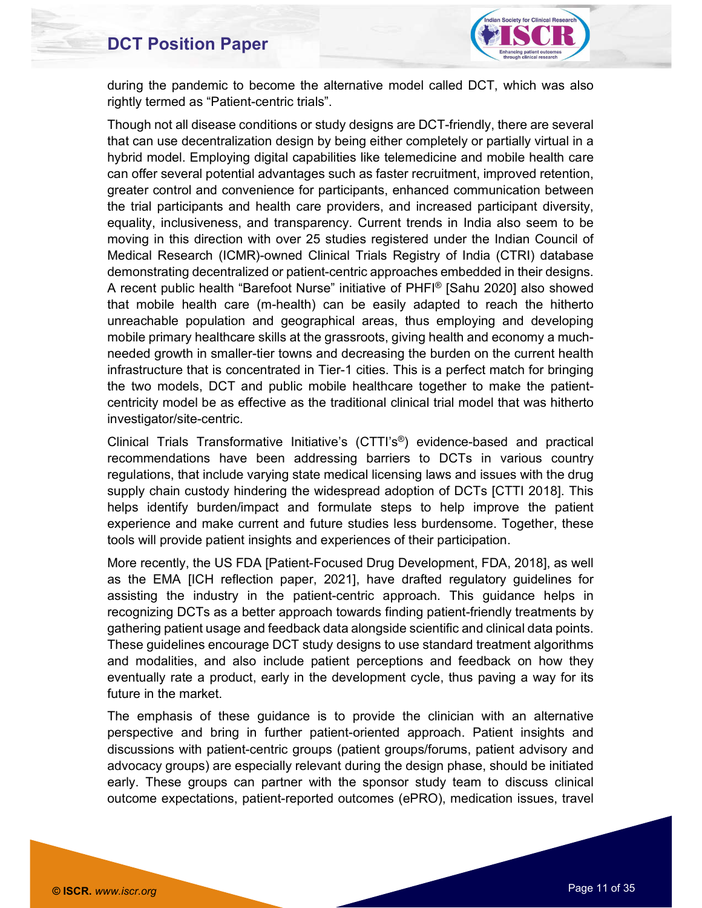during the pandemic to become the alternative model called DCT, which was also rightly termed as "Patient-centric trials".

Though not all disease conditions or study designs are DCT-friendly, there are several that can use decentralization design by being either completely or partially virtual in a hybrid model. Employing digital capabilities like telemedicine and mobile health care can offer several potential advantages such as faster recruitment, improved retention, greater control and convenience for participants, enhanced communication between the trial participants and health care providers, and increased participant diversity, equality, inclusiveness, and transparency. Current trends in India also seem to be moving in this direction with over 25 studies registered under the Indian Council of Medical Research (ICMR)-owned Clinical Trials Registry of India (CTRI) database demonstrating decentralized or patient-centric approaches embedded in their designs. A recent public health "Barefoot Nurse" initiative of PHFI® [Sahu 2020] also showed that mobile health care (m-health) can be easily adapted to reach the hitherto unreachable population and geographical areas, thus employing and developing mobile primary healthcare skills at the grassroots, giving health and economy a much-needed growth in smaller-tier towns and decreasing the burden on the current health infrastructure that is concentrated in Tier-1 cities. This is a perfect match for bringing the two models, DCT and public mobile healthcare together to make the patient-centricity model be as effective as the traditional clinical trial model that was hitherto investigator/site-centric.

Clinical Trials Transformative Initiative's (CTTI's®) evidence-based and practical recommendations have been addressing barriers to DCTs in various country regulations, that include varying state medical licensing laws and issues with the drug supply chain custody hindering the widespread adoption of DCTs [CTTI 2018]. This helps identify burden/impact and formulate steps to help improve the patient experience and make current and future studies less burdensome. Together, these tools will provide patient insights and experiences of their participation.

More recently, the US FDA [Patient-Focused Drug Development, FDA, 2018], as well as the EMA [ICH reflection paper, 2021], have drafted regulatory guidelines for assisting the industry in the patient-centric approach. This guidance helps in recognizing DCTs as a better approach towards finding patient-friendly treatments by gathering patient usage and feedback data alongside scientific and clinical data points. These guidelines encourage DCT study designs to use standard treatment algorithms and modalities, and also include patient perceptions and feedback on how they eventually rate a product, early in the development cycle, thus paving a way for its future in the market.

The emphasis of these guidance is to provide the clinician with an alternative perspective and bring in further patient-oriented approach. Patient insights and discussions with patient-centric groups (patient groups/forums, patient advisory and advocacy groups) are especially relevant during the design phase, should be initiated early. These groups can partner with the sponsor study team to discuss clinical outcome expectations, patient-reported outcomes (ePRO), medication issues, travel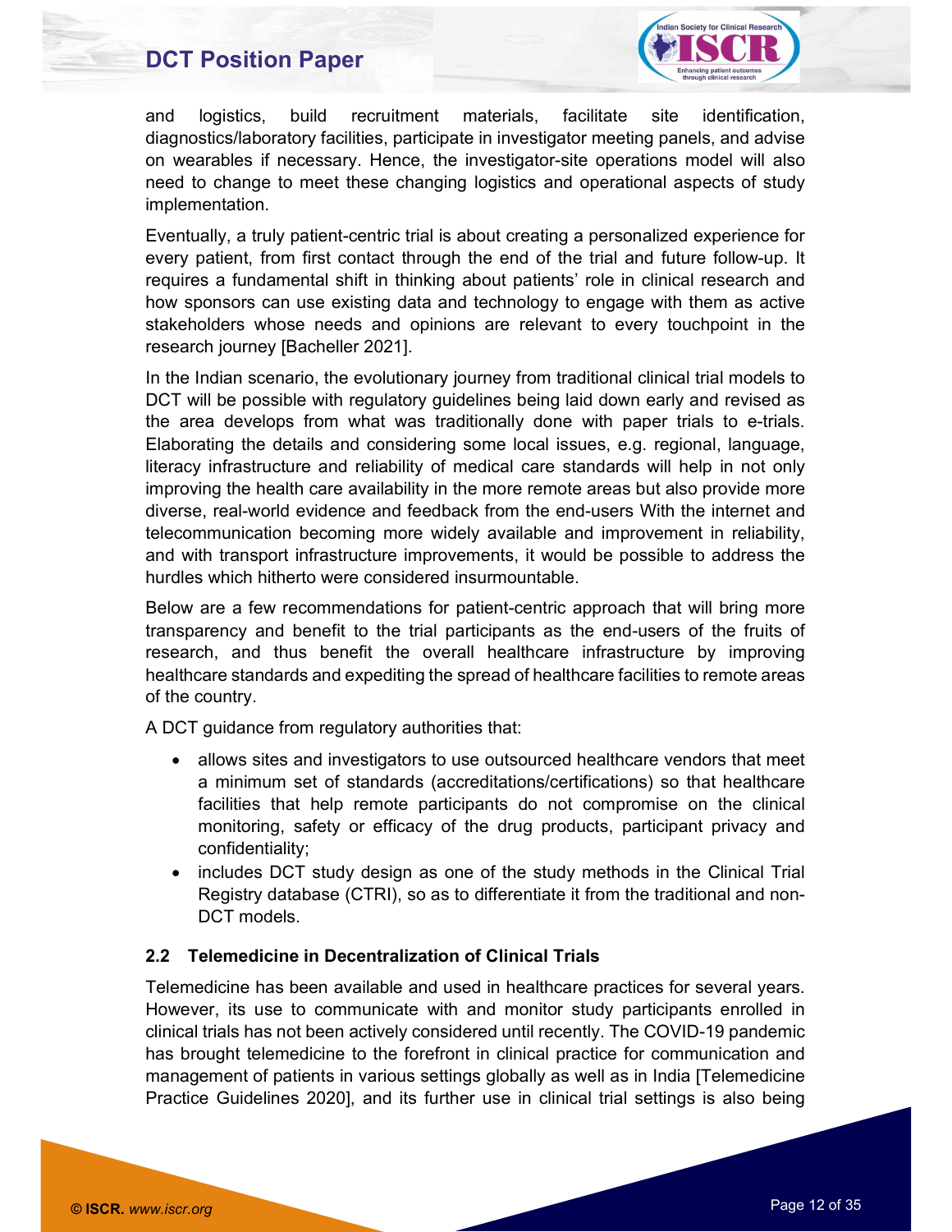and logistics, build recruitment materials, facilitate site identification, diagnostics/laboratory facilities, participate in investigator meeting panels, and advise on wearables if necessary. Hence, the investigator-site operations model will also need to change to meet these changing logistics and operational aspects of study implementation.

Eventually, a truly patient-centric trial is about creating a personalized experience for every patient, from first contact through the end of the trial and future follow-up. It requires a fundamental shift in thinking about patients' role in clinical research and how sponsors can use existing data and technology to engage with them as active stakeholders whose needs and opinions are relevant to every touchpoint in the research journey [Bacheller 2021].

In the Indian scenario, the evolutionary journey from traditional clinical trial models to DCT will be possible with regulatory guidelines being laid down early and revised as the area develops from what was traditionally done with paper trials to e-trials. Elaborating the details and considering some local issues, e.g. regional, language, literacy infrastructure and reliability of medical care standards will help in not only improving the health care availability in the more remote areas but also provide more diverse, real-world evidence and feedback from the end-users With the internet and telecommunication becoming more widely available and improvement in reliability, and with transport infrastructure improvements, it would be possible to address the hurdles which hitherto were considered insurmountable.

Below are a few recommendations for patient-centric approach that will bring more transparency and benefit to the trial participants as the end-users of the fruits of research, and thus benefit the overall healthcare infrastructure by improving healthcare standards and expediting the spread of healthcare facilities to remote areas of the country.

A DCT guidance from regulatory authorities that:

- allows sites and investigators to use outsourced healthcare vendors that meet a minimum set of standards (accreditations/certifications) so that healthcare facilities that help remote participants do not compromise on the clinical monitoring, safety or efficacy of the drug products, participant privacy and confidentiality;
- includes DCT study design as one of the study methods in the Clinical Trial Registry database (CTRI), so as to differentiate it from the traditional and non-DCT models.

### 2.2 Telemedicine in Decentralization of Clinical Trials

Telemedicine has been available and used in healthcare practices for several years. However, its use to communicate with and monitor study participants enrolled in clinical trials has not been actively considered until recently. The COVID-19 pandemic has brought telemedicine to the forefront in clinical practice for communication and management of patients in various settings globally as well as in India [Telemedicine Practice Guidelines 2020], and its further use in clinical trial settings is also being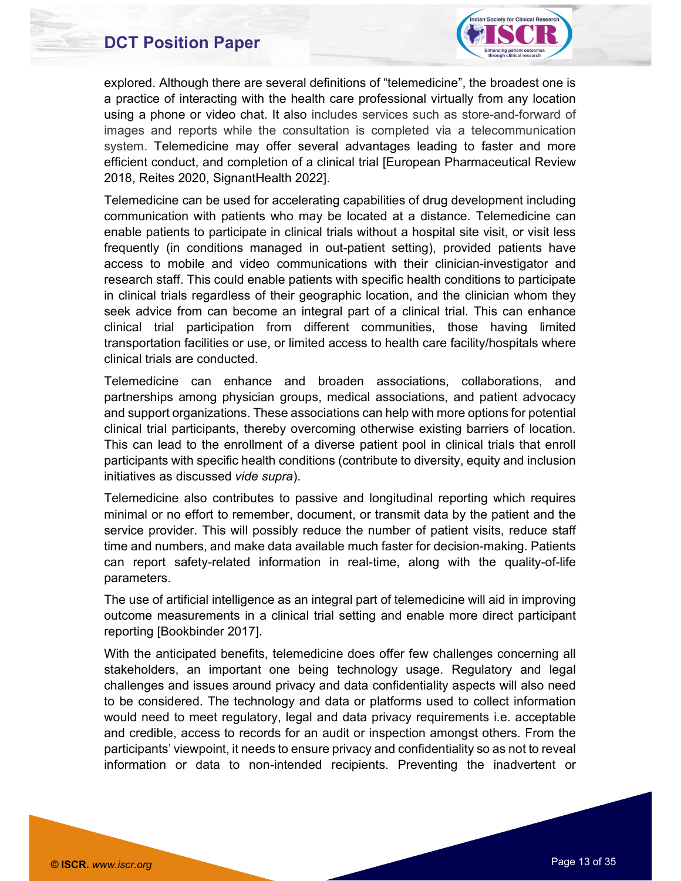explored. Although there are several definitions of "telemedicine", the broadest one is a practice of interacting with the health care professional virtually from any location using a phone or video chat. It also includes services such as store-and-forward of images and reports while the consultation is completed via a telecommunication system. Telemedicine may offer several advantages leading to faster and more efficient conduct, and completion of a clinical trial [European Pharmaceutical Review 2018, Reites 2020, SignantHealth 2022].

Telemedicine can be used for accelerating capabilities of drug development including communication with patients who may be located at a distance. Telemedicine can enable patients to participate in clinical trials without a hospital site visit, or visit less frequently (in conditions managed in out-patient setting), provided patients have access to mobile and video communications with their clinician-investigator and research staff. This could enable patients with specific health conditions to participate in clinical trials regardless of their geographic location, and the clinician whom they seek advice from can become an integral part of a clinical trial. This can enhance clinical trial participation from different communities, those having limited transportation facilities or use, or limited access to health care facility/hospitals where clinical trials are conducted.

Telemedicine can enhance and broaden associations, collaborations, and partnerships among physician groups, medical associations, and patient advocacy and support organizations. These associations can help with more options for potential clinical trial participants, thereby overcoming otherwise existing barriers of location. This can lead to the enrollment of a diverse patient pool in clinical trials that enroll participants with specific health conditions (contribute to diversity, equity and inclusion initiatives as discussed *vide supra*).

Telemedicine also contributes to passive and longitudinal reporting which requires minimal or no effort to remember, document, or transmit data by the patient and the service provider. This will possibly reduce the number of patient visits, reduce staff time and numbers, and make data available much faster for decision-making. Patients can report safety-related information in real-time, along with the quality-of-life parameters.

The use of artificial intelligence as an integral part of telemedicine will aid in improving outcome measurements in a clinical trial setting and enable more direct participant reporting [Bookbinder 2017].

With the anticipated benefits, telemedicine does offer few challenges concerning all stakeholders, an important one being technology usage. Regulatory and legal challenges and issues around privacy and data confidentiality aspects will also need to be considered. The technology and data or platforms used to collect information would need to meet regulatory, legal and data privacy requirements i.e. acceptable and credible, access to records for an audit or inspection amongst others. From the participants' viewpoint, it needs to ensure privacy and confidentiality so as not to reveal information or data to non-intended recipients. Preventing the inadvertent or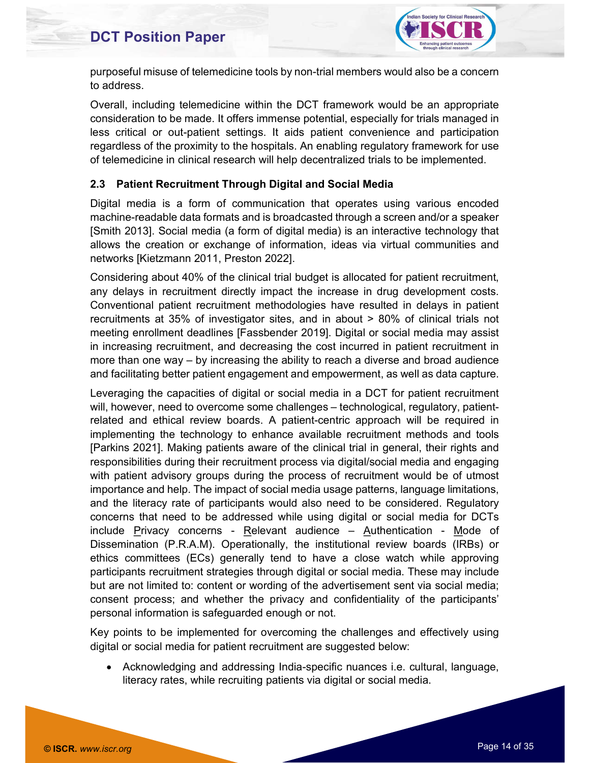purposeful misuse of telemedicine tools by non-trial members would also be a concern to address.

Overall, including telemedicine within the DCT framework would be an appropriate consideration to be made. It offers immense potential, especially for trials managed in less critical or out-patient settings. It aids patient convenience and participation regardless of the proximity to the hospitals. An enabling regulatory framework for use of telemedicine in clinical research will help decentralized trials to be implemented.

### 2.3 Patient Recruitment Through Digital and Social Media

Digital media is a form of communication that operates using various encoded machine-readable data formats and is broadcasted through a screen and/or a speaker [Smith 2013]. Social media (a form of digital media) is an interactive technology that allows the creation or exchange of information, ideas via virtual communities and networks [Kietzmann 2011, Preston 2022].

Considering about 40% of the clinical trial budget is allocated for patient recruitment, any delays in recruitment directly impact the increase in drug development costs. Conventional patient recruitment methodologies have resulted in delays in patient recruitments at 35% of investigator sites, and in about > 80% of clinical trials not meeting enrollment deadlines [Fassbender 2019]. Digital or social media may assist in increasing recruitment, and decreasing the cost incurred in patient recruitment in more than one way – by increasing the ability to reach a diverse and broad audience and facilitating better patient engagement and empowerment, as well as data capture.

Leveraging the capacities of digital or social media in a DCT for patient recruitment will, however, need to overcome some challenges – technological, regulatory, patient-related and ethical review boards. A patient-centric approach will be required in implementing the technology to enhance available recruitment methods and tools [Parkins 2021]. Making patients aware of the clinical trial in general, their rights and responsibilities during their recruitment process via digital/social media and engaging with patient advisory groups during the process of recruitment would be of utmost importance and help. The impact of social media usage patterns, language limitations, and the literacy rate of participants would also need to be considered. Regulatory concerns that need to be addressed while using digital or social media for DCTs include <u>P</u>rivacy concerns - <u>R</u>elevant audience – <u>A</u>uthentication - <u>M</u>ode of Dissemination (P.R.A.M). Operationally, the institutional review boards (IRBs) or ethics committees (ECs) generally tend to have a close watch while approving participants recruitment strategies through digital or social media. These may include but are not limited to: content or wording of the advertisement sent via social media; consent process; and whether the privacy and confidentiality of the participants' personal information is safeguarded enough or not.

Key points to be implemented for overcoming the challenges and effectively using digital or social media for patient recruitment are suggested below:

- Acknowledging and addressing India-specific nuances i.e. cultural, language, literacy rates, while recruiting patients via digital or social media.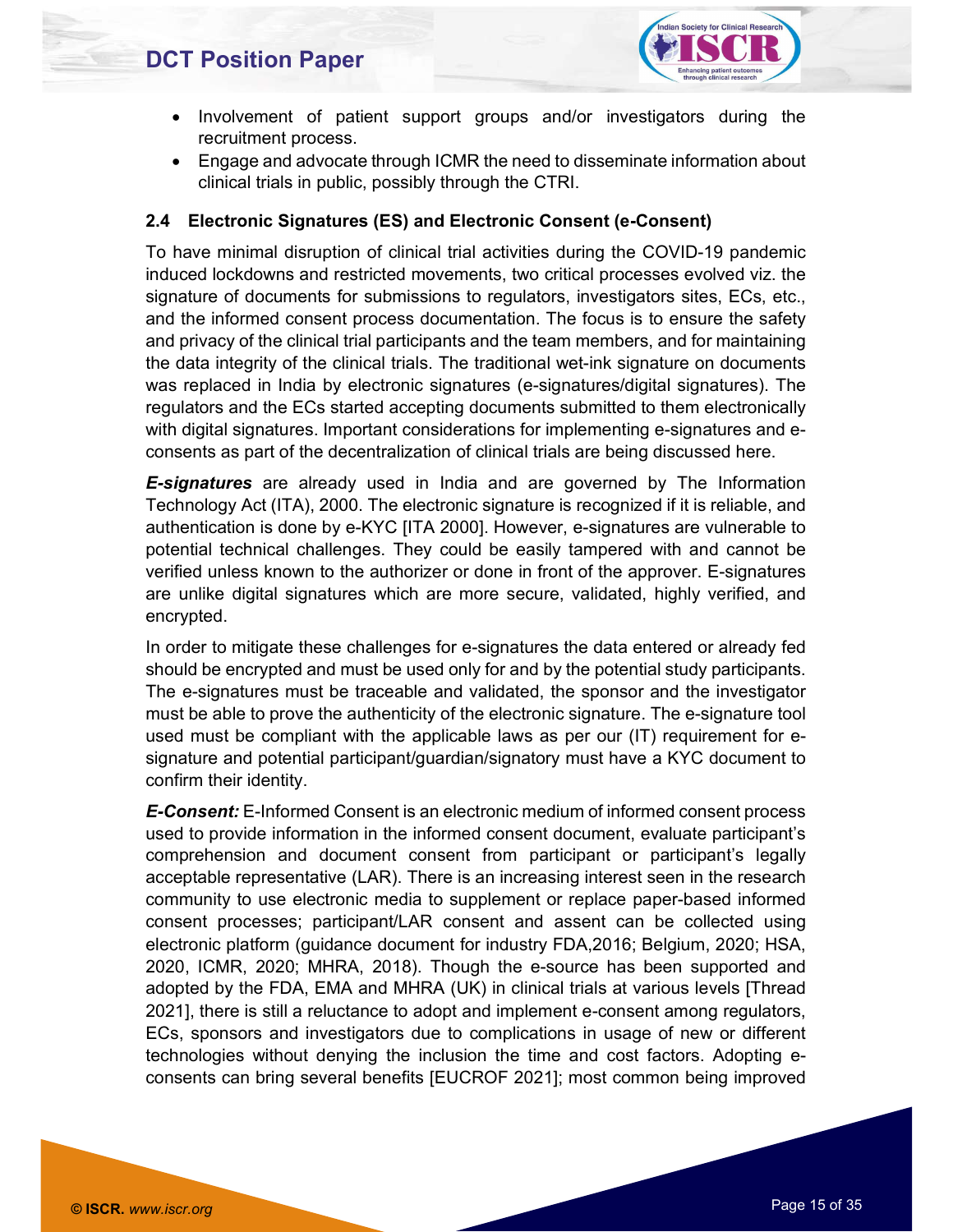- Involvement of patient support groups and/or investigators during the recruitment process.
- Engage and advocate through ICMR the need to disseminate information about clinical trials in public, possibly through the CTRI.

### 2.4 Electronic Signatures (ES) and Electronic Consent (e-Consent)

To have minimal disruption of clinical trial activities during the COVID-19 pandemic induced lockdowns and restricted movements, two critical processes evolved viz. the signature of documents for submissions to regulators, investigators sites, ECs, etc., and the informed consent process documentation. The focus is to ensure the safety and privacy of the clinical trial participants and the team members, and for maintaining the data integrity of the clinical trials. The traditional wet-ink signature on documents was replaced in India by electronic signatures (e-signatures/digital signatures). The regulators and the ECs started accepting documents submitted to them electronically with digital signatures. Important considerations for implementing e-signatures and e-consents as part of the decentralization of clinical trials are being discussed here.

***E-signatures*** are already used in India and are governed by The Information Technology Act (ITA), 2000. The electronic signature is recognized if it is reliable, and authentication is done by e-KYC [ITA 2000]. However, e-signatures are vulnerable to potential technical challenges. They could be easily tampered with and cannot be verified unless known to the authorizer or done in front of the approver. E-signatures are unlike digital signatures which are more secure, validated, highly verified, and encrypted.

In order to mitigate these challenges for e-signatures the data entered or already fed should be encrypted and must be used only for and by the potential study participants. The e-signatures must be traceable and validated, the sponsor and the investigator must be able to prove the authenticity of the electronic signature. The e-signature tool used must be compliant with the applicable laws as per our (IT) requirement for e-signature and potential participant/guardian/signatory must have a KYC document to confirm their identity.

***E-Consent:*** E-Informed Consent is an electronic medium of informed consent process used to provide information in the informed consent document, evaluate participant's comprehension and document consent from participant or participant's legally acceptable representative (LAR). There is an increasing interest seen in the research community to use electronic media to supplement or replace paper-based informed consent processes; participant/LAR consent and assent can be collected using electronic platform (guidance document for industry FDA,2016; Belgium, 2020; HSA, 2020, ICMR, 2020; MHRA, 2018). Though the e-source has been supported and adopted by the FDA, EMA and MHRA (UK) in clinical trials at various levels [Thread 2021], there is still a reluctance to adopt and implement e-consent among regulators, ECs, sponsors and investigators due to complications in usage of new or different technologies without denying the inclusion the time and cost factors. Adopting e-consents can bring several benefits [EUCROF 2021]; most common being improved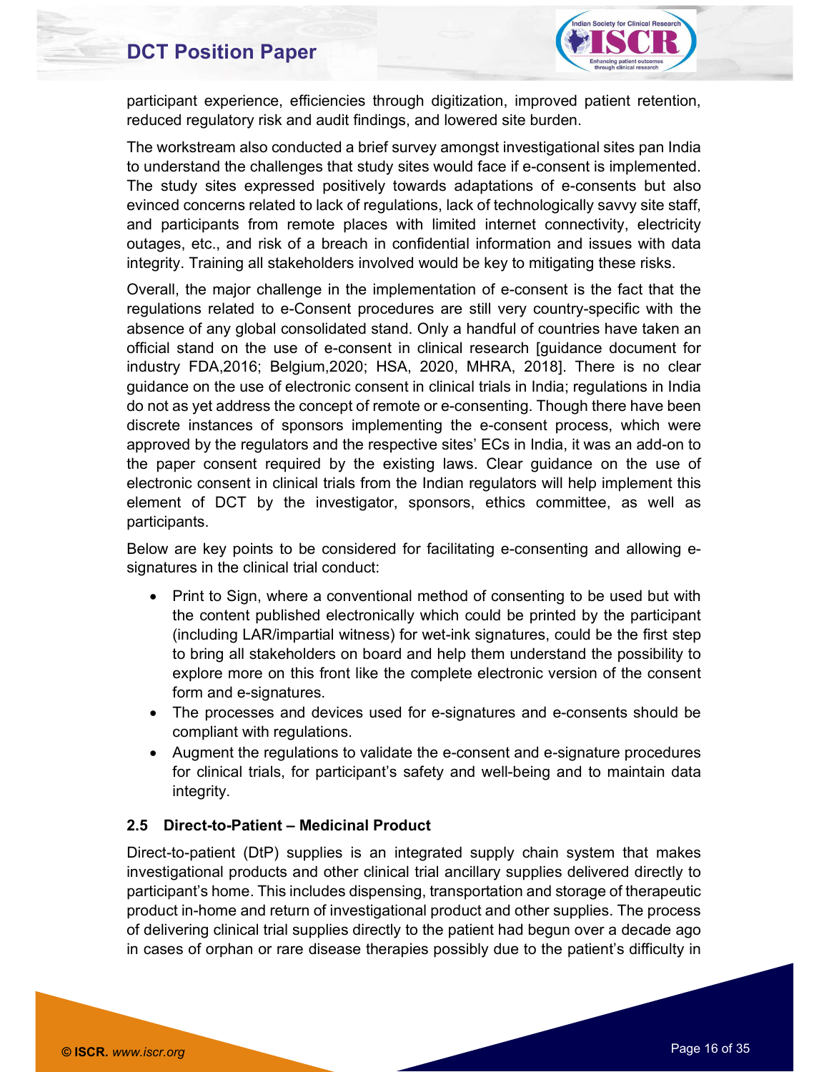participant experience, efficiencies through digitization, improved patient retention, reduced regulatory risk and audit findings, and lowered site burden.

The workstream also conducted a brief survey amongst investigational sites pan India to understand the challenges that study sites would face if e-consent is implemented. The study sites expressed positively towards adaptations of e-consents but also evinced concerns related to lack of regulations, lack of technologically savvy site staff, and participants from remote places with limited internet connectivity, electricity outages, etc., and risk of a breach in confidential information and issues with data integrity. Training all stakeholders involved would be key to mitigating these risks.

Overall, the major challenge in the implementation of e-consent is the fact that the regulations related to e-Consent procedures are still very country-specific with the absence of any global consolidated stand. Only a handful of countries have taken an official stand on the use of e-consent in clinical research [guidance document for industry FDA,2016; Belgium,2020; HSA, 2020, MHRA, 2018]. There is no clear guidance on the use of electronic consent in clinical trials in India; regulations in India do not as yet address the concept of remote or e-consenting. Though there have been discrete instances of sponsors implementing the e-consent process, which were approved by the regulators and the respective sites' ECs in India, it was an add-on to the paper consent required by the existing laws. Clear guidance on the use of electronic consent in clinical trials from the Indian regulators will help implement this element of DCT by the investigator, sponsors, ethics committee, as well as participants.

Below are key points to be considered for facilitating e-consenting and allowing e-signatures in the clinical trial conduct:

- Print to Sign, where a conventional method of consenting to be used but with the content published electronically which could be printed by the participant (including LAR/impartial witness) for wet-ink signatures, could be the first step to bring all stakeholders on board and help them understand the possibility to explore more on this front like the complete electronic version of the consent form and e-signatures.
- The processes and devices used for e-signatures and e-consents should be compliant with regulations.
- Augment the regulations to validate the e-consent and e-signature procedures for clinical trials, for participant's safety and well-being and to maintain data integrity.

### 2.5 Direct-to-Patient – Medicinal Product

Direct-to-patient (DtP) supplies is an integrated supply chain system that makes investigational products and other clinical trial ancillary supplies delivered directly to participant's home. This includes dispensing, transportation and storage of therapeutic product in-home and return of investigational product and other supplies. The process of delivering clinical trial supplies directly to the patient had begun over a decade ago in cases of orphan or rare disease therapies possibly due to the patient's difficulty in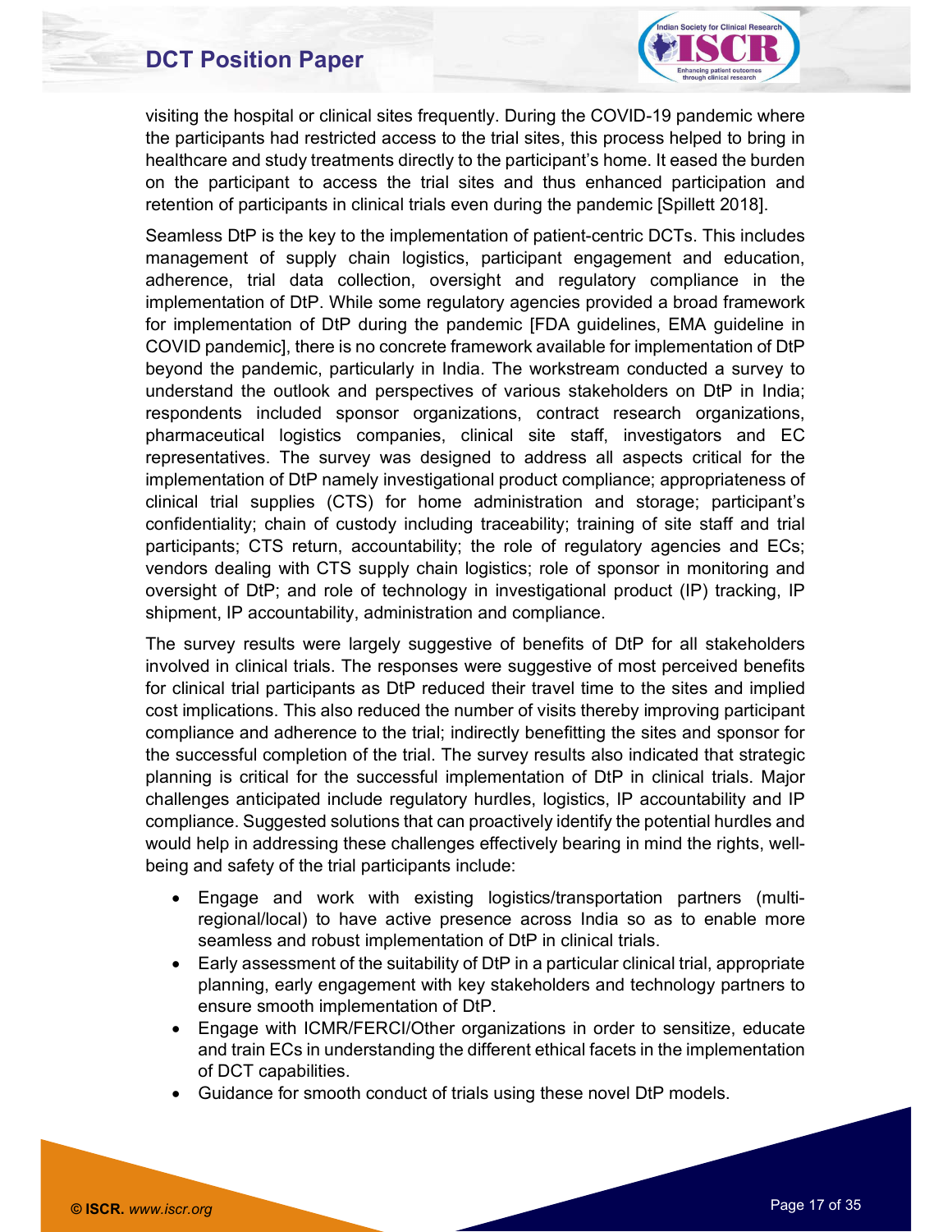visiting the hospital or clinical sites frequently. During the COVID-19 pandemic where the participants had restricted access to the trial sites, this process helped to bring in healthcare and study treatments directly to the participant's home. It eased the burden on the participant to access the trial sites and thus enhanced participation and retention of participants in clinical trials even during the pandemic [Spillett 2018].

Seamless DtP is the key to the implementation of patient-centric DCTs. This includes management of supply chain logistics, participant engagement and education, adherence, trial data collection, oversight and regulatory compliance in the implementation of DtP. While some regulatory agencies provided a broad framework for implementation of DtP during the pandemic [FDA guidelines, EMA guideline in COVID pandemic], there is no concrete framework available for implementation of DtP beyond the pandemic, particularly in India. The workstream conducted a survey to understand the outlook and perspectives of various stakeholders on DtP in India; respondents included sponsor organizations, contract research organizations, pharmaceutical logistics companies, clinical site staff, investigators and EC representatives. The survey was designed to address all aspects critical for the implementation of DtP namely investigational product compliance; appropriateness of clinical trial supplies (CTS) for home administration and storage; participant's confidentiality; chain of custody including traceability; training of site staff and trial participants; CTS return, accountability; the role of regulatory agencies and ECs; vendors dealing with CTS supply chain logistics; role of sponsor in monitoring and oversight of DtP; and role of technology in investigational product (IP) tracking, IP shipment, IP accountability, administration and compliance.

The survey results were largely suggestive of benefits of DtP for all stakeholders involved in clinical trials. The responses were suggestive of most perceived benefits for clinical trial participants as DtP reduced their travel time to the sites and implied cost implications. This also reduced the number of visits thereby improving participant compliance and adherence to the trial; indirectly benefitting the sites and sponsor for the successful completion of the trial. The survey results also indicated that strategic planning is critical for the successful implementation of DtP in clinical trials. Major challenges anticipated include regulatory hurdles, logistics, IP accountability and IP compliance. Suggested solutions that can proactively identify the potential hurdles and would help in addressing these challenges effectively bearing in mind the rights, well-being and safety of the trial participants include:

- Engage and work with existing logistics/transportation partners (multi-regional/local) to have active presence across India so as to enable more seamless and robust implementation of DtP in clinical trials.
- Early assessment of the suitability of DtP in a particular clinical trial, appropriate planning, early engagement with key stakeholders and technology partners to ensure smooth implementation of DtP.
- Engage with ICMR/FERCI/Other organizations in order to sensitize, educate and train ECs in understanding the different ethical facets in the implementation of DCT capabilities.
- Guidance for smooth conduct of trials using these novel DtP models.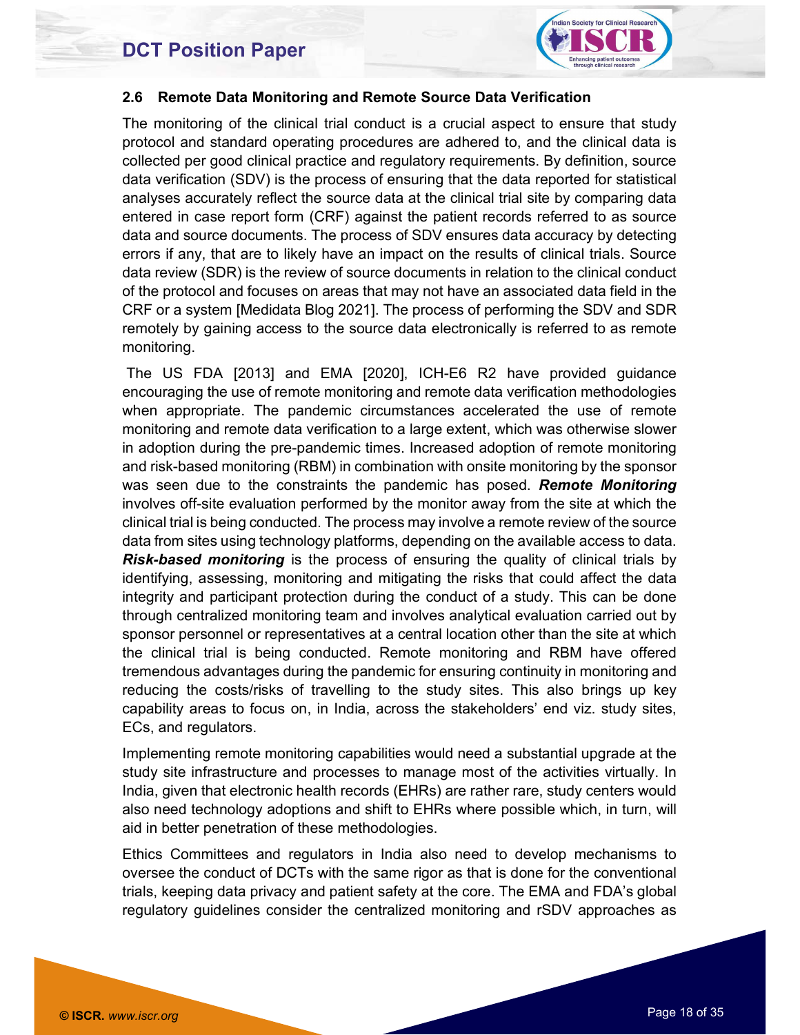### 2.6 Remote Data Monitoring and Remote Source Data Verification

The monitoring of the clinical trial conduct is a crucial aspect to ensure that study protocol and standard operating procedures are adhered to, and the clinical data is collected per good clinical practice and regulatory requirements. By definition, source data verification (SDV) is the process of ensuring that the data reported for statistical analyses accurately reflect the source data at the clinical trial site by comparing data entered in case report form (CRF) against the patient records referred to as source data and source documents. The process of SDV ensures data accuracy by detecting errors if any, that are to likely have an impact on the results of clinical trials. Source data review (SDR) is the review of source documents in relation to the clinical conduct of the protocol and focuses on areas that may not have an associated data field in the CRF or a system [Medidata Blog 2021]. The process of performing the SDV and SDR remotely by gaining access to the source data electronically is referred to as remote monitoring.

The US FDA [2013] and EMA [2020], ICH-E6 R2 have provided guidance encouraging the use of remote monitoring and remote data verification methodologies when appropriate. The pandemic circumstances accelerated the use of remote monitoring and remote data verification to a large extent, which was otherwise slower in adoption during the pre-pandemic times. Increased adoption of remote monitoring and risk-based monitoring (RBM) in combination with onsite monitoring by the sponsor was seen due to the constraints the pandemic has posed. ***Remote Monitoring*** involves off-site evaluation performed by the monitor away from the site at which the clinical trial is being conducted. The process may involve a remote review of the source data from sites using technology platforms, depending on the available access to data. ***Risk-based monitoring*** is the process of ensuring the quality of clinical trials by identifying, assessing, monitoring and mitigating the risks that could affect the data integrity and participant protection during the conduct of a study. This can be done through centralized monitoring team and involves analytical evaluation carried out by sponsor personnel or representatives at a central location other than the site at which the clinical trial is being conducted. Remote monitoring and RBM have offered tremendous advantages during the pandemic for ensuring continuity in monitoring and reducing the costs/risks of travelling to the study sites. This also brings up key capability areas to focus on, in India, across the stakeholders' end viz. study sites, ECs, and regulators.

Implementing remote monitoring capabilities would need a substantial upgrade at the study site infrastructure and processes to manage most of the activities virtually. In India, given that electronic health records (EHRs) are rather rare, study centers would also need technology adoptions and shift to EHRs where possible which, in turn, will aid in better penetration of these methodologies.

Ethics Committees and regulators in India also need to develop mechanisms to oversee the conduct of DCTs with the same rigor as that is done for the conventional trials, keeping data privacy and patient safety at the core. The EMA and FDA's global regulatory guidelines consider the centralized monitoring and rSDV approaches as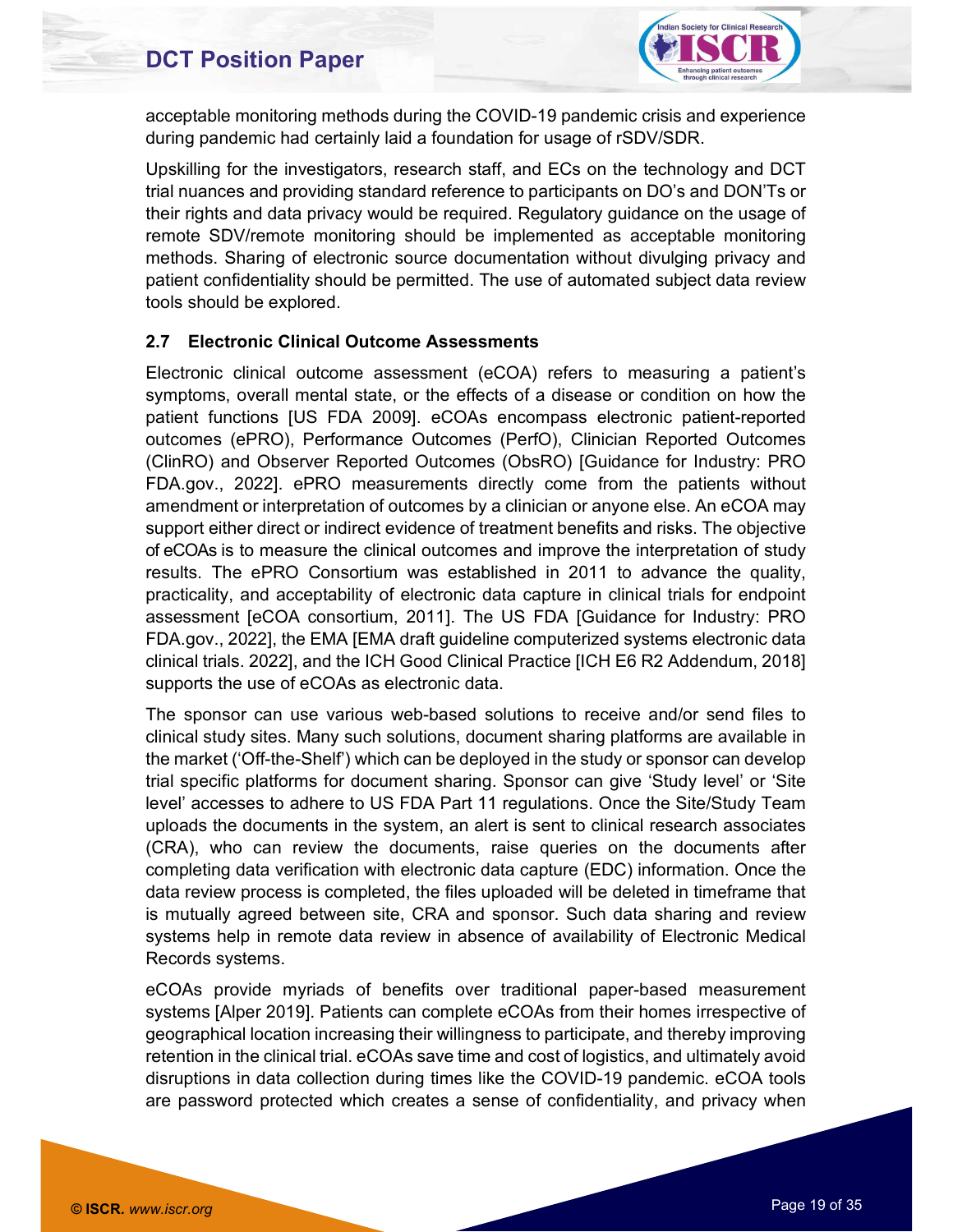acceptable monitoring methods during the COVID-19 pandemic crisis and experience during pandemic had certainly laid a foundation for usage of rSDV/SDR.

Upskilling for the investigators, research staff, and ECs on the technology and DCT trial nuances and providing standard reference to participants on DO's and DON'Ts or their rights and data privacy would be required. Regulatory guidance on the usage of remote SDV/remote monitoring should be implemented as acceptable monitoring methods. Sharing of electronic source documentation without divulging privacy and patient confidentiality should be permitted. The use of automated subject data review tools should be explored.

### 2.7 Electronic Clinical Outcome Assessments

Electronic clinical outcome assessment (eCOA) refers to measuring a patient's symptoms, overall mental state, or the effects of a disease or condition on how the patient functions [US FDA 2009]. eCOAs encompass electronic patient-reported outcomes (ePRO), Performance Outcomes (PerfO), Clinician Reported Outcomes (ClinRO) and Observer Reported Outcomes (ObsRO) [Guidance for Industry: PRO FDA.gov., 2022]. ePRO measurements directly come from the patients without amendment or interpretation of outcomes by a clinician or anyone else. An eCOA may support either direct or indirect evidence of treatment benefits and risks. The objective of eCOAs is to measure the clinical outcomes and improve the interpretation of study results. The ePRO Consortium was established in 2011 to advance the quality, practicality, and acceptability of electronic data capture in clinical trials for endpoint assessment [eCOA consortium, 2011]. The US FDA [Guidance for Industry: PRO FDA.gov., 2022], the EMA [EMA draft guideline computerized systems electronic data clinical trials. 2022], and the ICH Good Clinical Practice [ICH E6 R2 Addendum, 2018] supports the use of eCOAs as electronic data.

The sponsor can use various web-based solutions to receive and/or send files to clinical study sites. Many such solutions, document sharing platforms are available in the market ('Off-the-Shelf') which can be deployed in the study or sponsor can develop trial specific platforms for document sharing. Sponsor can give 'Study level' or 'Site level' accesses to adhere to US FDA Part 11 regulations. Once the Site/Study Team uploads the documents in the system, an alert is sent to clinical research associates (CRA), who can review the documents, raise queries on the documents after completing data verification with electronic data capture (EDC) information. Once the data review process is completed, the files uploaded will be deleted in timeframe that is mutually agreed between site, CRA and sponsor. Such data sharing and review systems help in remote data review in absence of availability of Electronic Medical Records systems.

eCOAs provide myriads of benefits over traditional paper-based measurement systems [Alper 2019]. Patients can complete eCOAs from their homes irrespective of geographical location increasing their willingness to participate, and thereby improving retention in the clinical trial. eCOAs save time and cost of logistics, and ultimately avoid disruptions in data collection during times like the COVID-19 pandemic. eCOA tools are password protected which creates a sense of confidentiality, and privacy when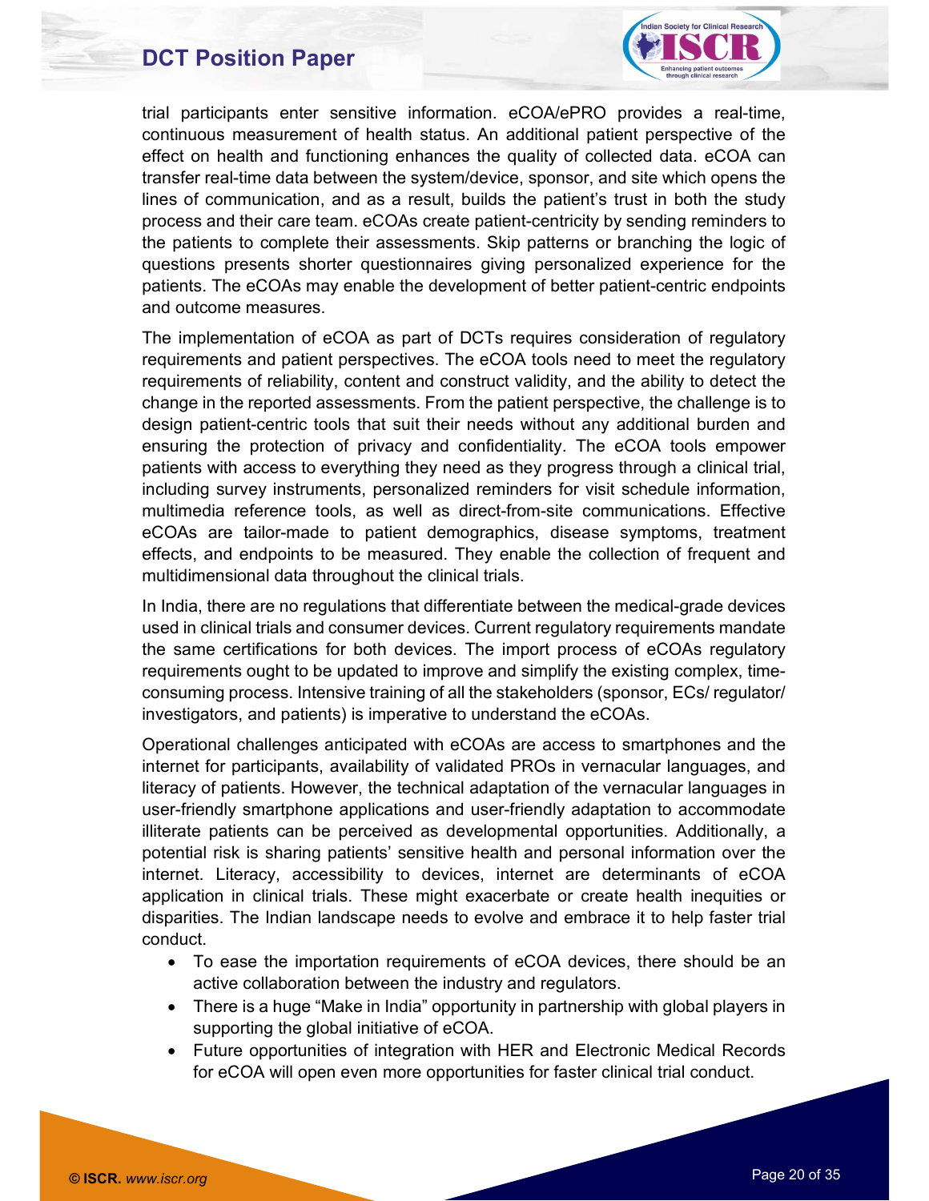trial participants enter sensitive information. eCOA/ePRO provides a real-time, continuous measurement of health status. An additional patient perspective of the effect on health and functioning enhances the quality of collected data. eCOA can transfer real-time data between the system/device, sponsor, and site which opens the lines of communication, and as a result, builds the patient's trust in both the study process and their care team. eCOAs create patient-centricity by sending reminders to the patients to complete their assessments. Skip patterns or branching the logic of questions presents shorter questionnaires giving personalized experience for the patients. The eCOAs may enable the development of better patient-centric endpoints and outcome measures.

The implementation of eCOA as part of DCTs requires consideration of regulatory requirements and patient perspectives. The eCOA tools need to meet the regulatory requirements of reliability, content and construct validity, and the ability to detect the change in the reported assessments. From the patient perspective, the challenge is to design patient-centric tools that suit their needs without any additional burden and ensuring the protection of privacy and confidentiality. The eCOA tools empower patients with access to everything they need as they progress through a clinical trial, including survey instruments, personalized reminders for visit schedule information, multimedia reference tools, as well as direct-from-site communications. Effective eCOAs are tailor-made to patient demographics, disease symptoms, treatment effects, and endpoints to be measured. They enable the collection of frequent and multidimensional data throughout the clinical trials.

In India, there are no regulations that differentiate between the medical-grade devices used in clinical trials and consumer devices. Current regulatory requirements mandate the same certifications for both devices. The import process of eCOAs regulatory requirements ought to be updated to improve and simplify the existing complex, time-consuming process. Intensive training of all the stakeholders (sponsor, ECs/ regulator/ investigators, and patients) is imperative to understand the eCOAs.

Operational challenges anticipated with eCOAs are access to smartphones and the internet for participants, availability of validated PROs in vernacular languages, and literacy of patients. However, the technical adaptation of the vernacular languages in user-friendly smartphone applications and user-friendly adaptation to accommodate illiterate patients can be perceived as developmental opportunities. Additionally, a potential risk is sharing patients' sensitive health and personal information over the internet. Literacy, accessibility to devices, internet are determinants of eCOA application in clinical trials. These might exacerbate or create health inequities or disparities. The Indian landscape needs to evolve and embrace it to help faster trial conduct.

- To ease the importation requirements of eCOA devices, there should be an active collaboration between the industry and regulators.
- There is a huge "Make in India" opportunity in partnership with global players in supporting the global initiative of eCOA.
- Future opportunities of integration with HER and Electronic Medical Records for eCOA will open even more opportunities for faster clinical trial conduct.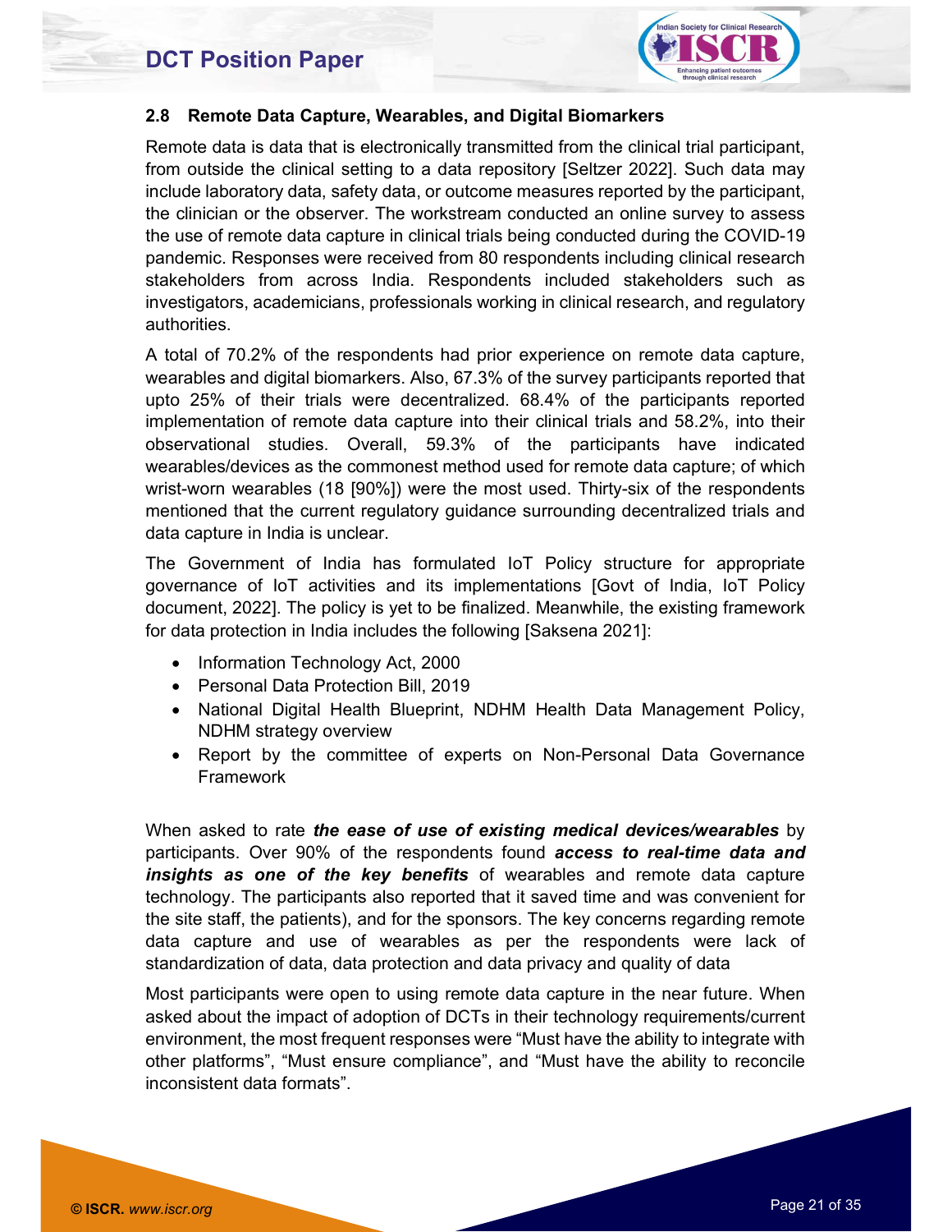## 2.8 Remote Data Capture, Wearables, and Digital Biomarkers

Remote data is data that is electronically transmitted from the clinical trial participant, from outside the clinical setting to a data repository [Seltzer 2022]. Such data may include laboratory data, safety data, or outcome measures reported by the participant, the clinician or the observer. The workstream conducted an online survey to assess the use of remote data capture in clinical trials being conducted during the COVID-19 pandemic. Responses were received from 80 respondents including clinical research stakeholders from across India. Respondents included stakeholders such as investigators, academicians, professionals working in clinical research, and regulatory authorities.

A total of 70.2% of the respondents had prior experience on remote data capture, wearables and digital biomarkers. Also, 67.3% of the survey participants reported that upto 25% of their trials were decentralized. 68.4% of the participants reported implementation of remote data capture into their clinical trials and 58.2%, into their observational studies. Overall, 59.3% of the participants have indicated wearables/devices as the commonest method used for remote data capture; of which wrist-worn wearables (18 [90%]) were the most used. Thirty-six of the respondents mentioned that the current regulatory guidance surrounding decentralized trials and data capture in India is unclear.

The Government of India has formulated IoT Policy structure for appropriate governance of IoT activities and its implementations [Govt of India, IoT Policy document, 2022]. The policy is yet to be finalized. Meanwhile, the existing framework for data protection in India includes the following [Saksena 2021]:

- Information Technology Act, 2000
- Personal Data Protection Bill, 2019
- National Digital Health Blueprint, NDHM Health Data Management Policy, NDHM strategy overview
- Report by the committee of experts on Non-Personal Data Governance Framework

When asked to rate ***the ease of use of existing medical devices/wearables*** by participants. Over 90% of the respondents found ***access to real-time data and insights as one of the key benefits*** of wearables and remote data capture technology. The participants also reported that it saved time and was convenient for the site staff, the patients), and for the sponsors. The key concerns regarding remote data capture and use of wearables as per the respondents were lack of standardization of data, data protection and data privacy and quality of data

Most participants were open to using remote data capture in the near future. When asked about the impact of adoption of DCTs in their technology requirements/current environment, the most frequent responses were "Must have the ability to integrate with other platforms", "Must ensure compliance", and "Must have the ability to reconcile inconsistent data formats".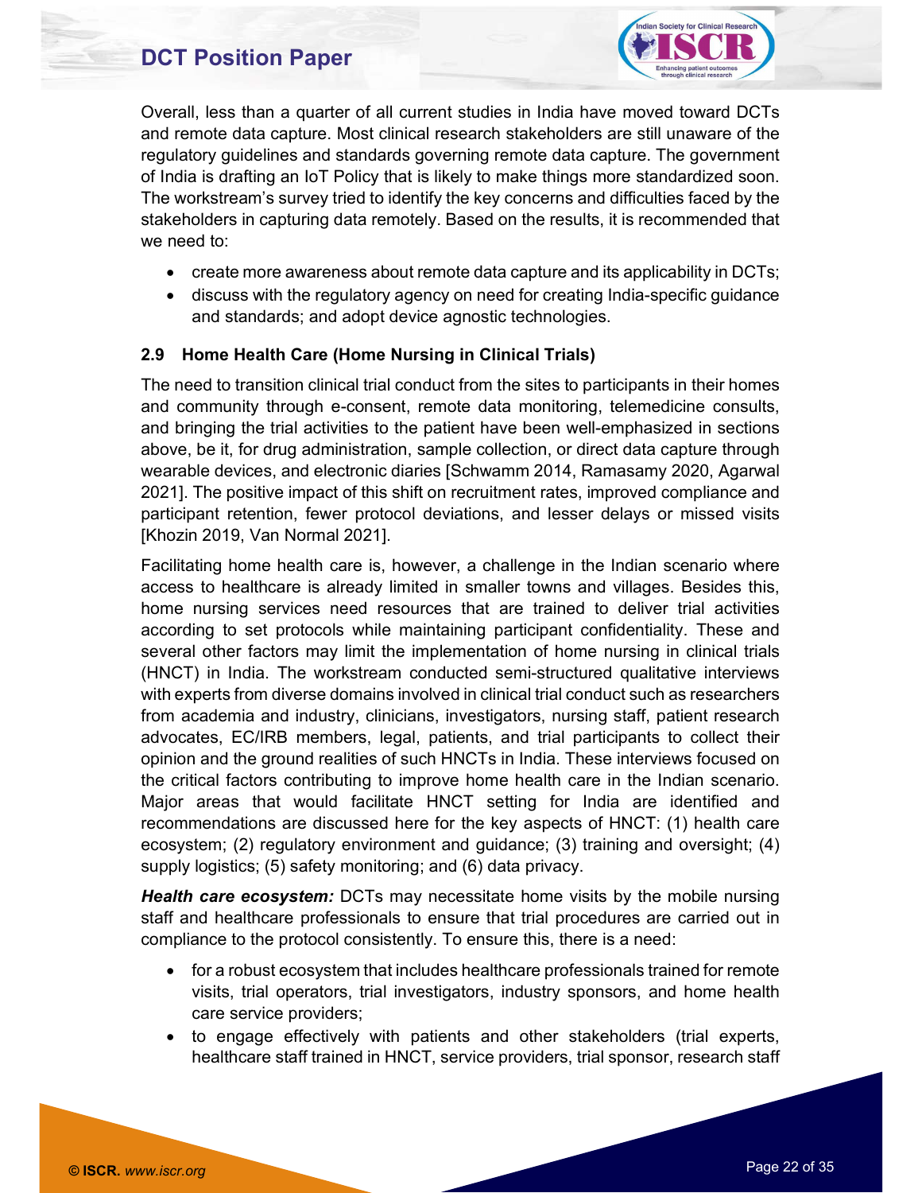Overall, less than a quarter of all current studies in India have moved toward DCTs and remote data capture. Most clinical research stakeholders are still unaware of the regulatory guidelines and standards governing remote data capture. The government of India is drafting an IoT Policy that is likely to make things more standardized soon. The workstream's survey tried to identify the key concerns and difficulties faced by the stakeholders in capturing data remotely. Based on the results, it is recommended that we need to:

- create more awareness about remote data capture and its applicability in DCTs;
- discuss with the regulatory agency on need for creating India-specific guidance and standards; and adopt device agnostic technologies.

### 2.9 Home Health Care (Home Nursing in Clinical Trials)

The need to transition clinical trial conduct from the sites to participants in their homes and community through e-consent, remote data monitoring, telemedicine consults, and bringing the trial activities to the patient have been well-emphasized in sections above, be it, for drug administration, sample collection, or direct data capture through wearable devices, and electronic diaries [Schwamm 2014, Ramasamy 2020, Agarwal 2021]. The positive impact of this shift on recruitment rates, improved compliance and participant retention, fewer protocol deviations, and lesser delays or missed visits [Khozin 2019, Van Normal 2021].

Facilitating home health care is, however, a challenge in the Indian scenario where access to healthcare is already limited in smaller towns and villages. Besides this, home nursing services need resources that are trained to deliver trial activities according to set protocols while maintaining participant confidentiality. These and several other factors may limit the implementation of home nursing in clinical trials (HNCT) in India. The workstream conducted semi-structured qualitative interviews with experts from diverse domains involved in clinical trial conduct such as researchers from academia and industry, clinicians, investigators, nursing staff, patient research advocates, EC/IRB members, legal, patients, and trial participants to collect their opinion and the ground realities of such HNCTs in India. These interviews focused on the critical factors contributing to improve home health care in the Indian scenario. Major areas that would facilitate HNCT setting for India are identified and recommendations are discussed here for the key aspects of HNCT: (1) health care ecosystem; (2) regulatory environment and guidance; (3) training and oversight; (4) supply logistics; (5) safety monitoring; and (6) data privacy.

***Health care ecosystem:*** DCTs may necessitate home visits by the mobile nursing staff and healthcare professionals to ensure that trial procedures are carried out in compliance to the protocol consistently. To ensure this, there is a need:

- for a robust ecosystem that includes healthcare professionals trained for remote visits, trial operators, trial investigators, industry sponsors, and home health care service providers;
- to engage effectively with patients and other stakeholders (trial experts, healthcare staff trained in HNCT, service providers, trial sponsor, research staff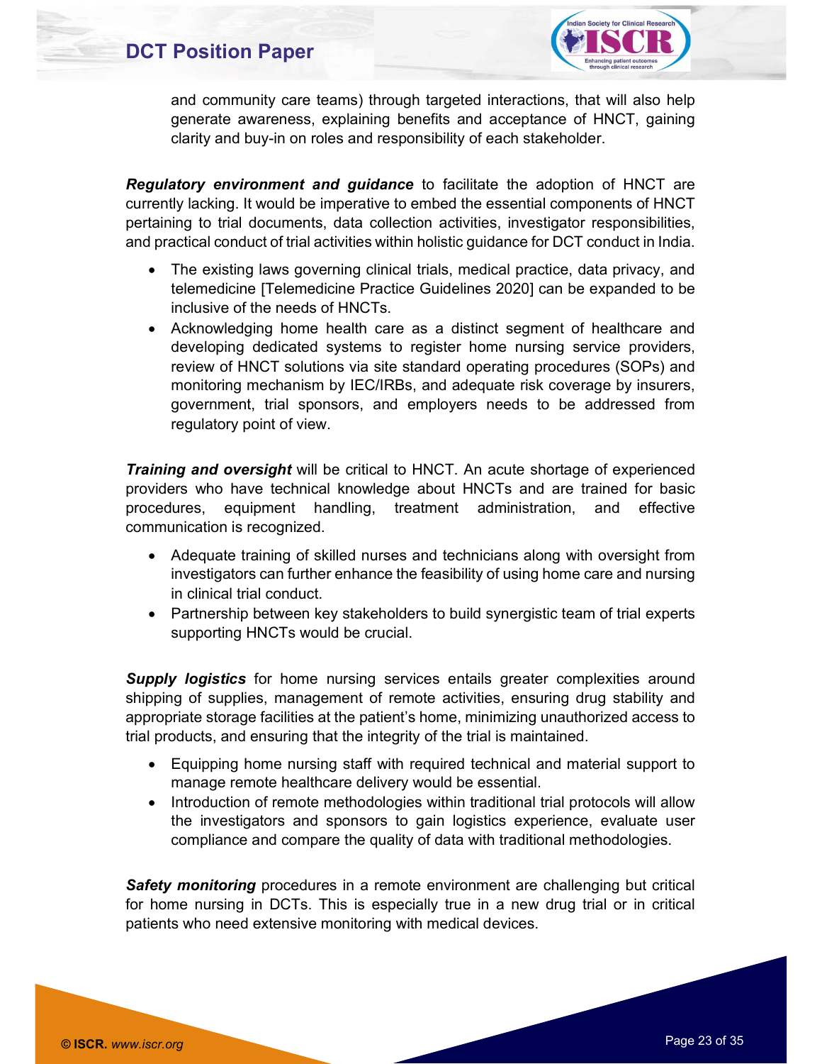and community care teams) through targeted interactions, that will also help generate awareness, explaining benefits and acceptance of HNCT, gaining clarity and buy-in on roles and responsibility of each stakeholder.

***Regulatory environment and guidance*** to facilitate the adoption of HNCT are currently lacking. It would be imperative to embed the essential components of HNCT pertaining to trial documents, data collection activities, investigator responsibilities, and practical conduct of trial activities within holistic guidance for DCT conduct in India.

- The existing laws governing clinical trials, medical practice, data privacy, and telemedicine [Telemedicine Practice Guidelines 2020] can be expanded to be inclusive of the needs of HNCTs.
- Acknowledging home health care as a distinct segment of healthcare and developing dedicated systems to register home nursing service providers, review of HNCT solutions via site standard operating procedures (SOPs) and monitoring mechanism by IEC/IRBs, and adequate risk coverage by insurers, government, trial sponsors, and employers needs to be addressed from regulatory point of view.

***Training and oversight*** will be critical to HNCT. An acute shortage of experienced providers who have technical knowledge about HNCTs and are trained for basic procedures, equipment handling, treatment administration, and effective communication is recognized.

- Adequate training of skilled nurses and technicians along with oversight from investigators can further enhance the feasibility of using home care and nursing in clinical trial conduct.
- Partnership between key stakeholders to build synergistic team of trial experts supporting HNCTs would be crucial.

***Supply logistics*** for home nursing services entails greater complexities around shipping of supplies, management of remote activities, ensuring drug stability and appropriate storage facilities at the patient's home, minimizing unauthorized access to trial products, and ensuring that the integrity of the trial is maintained.

- Equipping home nursing staff with required technical and material support to manage remote healthcare delivery would be essential.
- Introduction of remote methodologies within traditional trial protocols will allow the investigators and sponsors to gain logistics experience, evaluate user compliance and compare the quality of data with traditional methodologies.

***Safety monitoring*** procedures in a remote environment are challenging but critical for home nursing in DCTs. This is especially true in a new drug trial or in critical patients who need extensive monitoring with medical devices.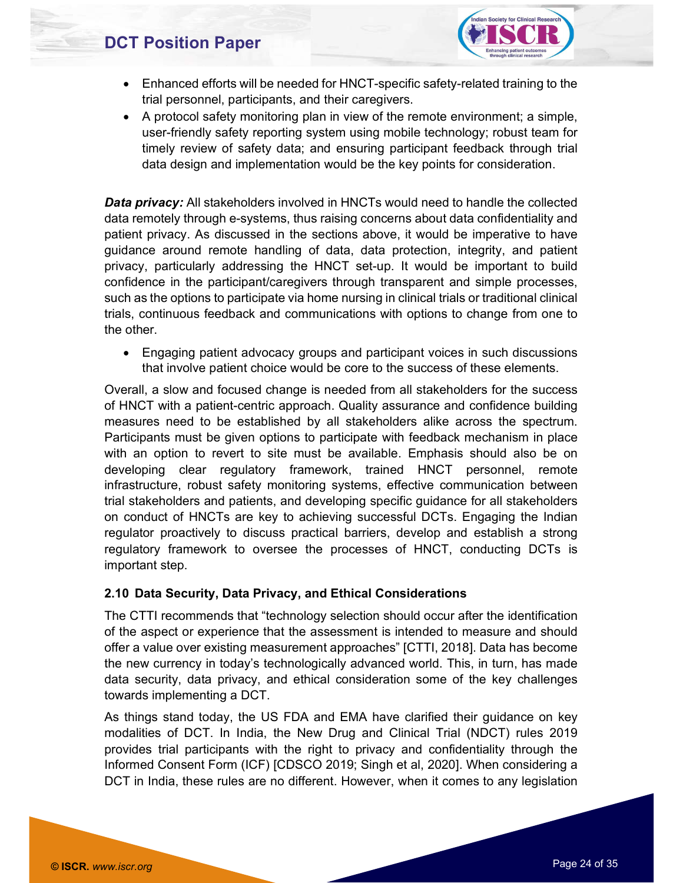- Enhanced efforts will be needed for HNCT-specific safety-related training to the trial personnel, participants, and their caregivers.
- A protocol safety monitoring plan in view of the remote environment; a simple, user-friendly safety reporting system using mobile technology; robust team for timely review of safety data; and ensuring participant feedback through trial data design and implementation would be the key points for consideration.

***Data privacy:*** All stakeholders involved in HNCTs would need to handle the collected data remotely through e-systems, thus raising concerns about data confidentiality and patient privacy. As discussed in the sections above, it would be imperative to have guidance around remote handling of data, data protection, integrity, and patient privacy, particularly addressing the HNCT set-up. It would be important to build confidence in the participant/caregivers through transparent and simple processes, such as the options to participate via home nursing in clinical trials or traditional clinical trials, continuous feedback and communications with options to change from one to the other.

- Engaging patient advocacy groups and participant voices in such discussions that involve patient choice would be core to the success of these elements.

Overall, a slow and focused change is needed from all stakeholders for the success of HNCT with a patient-centric approach. Quality assurance and confidence building measures need to be established by all stakeholders alike across the spectrum. Participants must be given options to participate with feedback mechanism in place with an option to revert to site must be available. Emphasis should also be on developing clear regulatory framework, trained HNCT personnel, remote infrastructure, robust safety monitoring systems, effective communication between trial stakeholders and patients, and developing specific guidance for all stakeholders on conduct of HNCTs are key to achieving successful DCTs. Engaging the Indian regulator proactively to discuss practical barriers, develop and establish a strong regulatory framework to oversee the processes of HNCT, conducting DCTs is important step.

### 2.10 Data Security, Data Privacy, and Ethical Considerations

The CTTI recommends that "technology selection should occur after the identification of the aspect or experience that the assessment is intended to measure and should offer a value over existing measurement approaches" [CTTI, 2018]. Data has become the new currency in today's technologically advanced world. This, in turn, has made data security, data privacy, and ethical consideration some of the key challenges towards implementing a DCT.

As things stand today, the US FDA and EMA have clarified their guidance on key modalities of DCT. In India, the New Drug and Clinical Trial (NDCT) rules 2019 provides trial participants with the right to privacy and confidentiality through the Informed Consent Form (ICF) [CDSCO 2019; Singh et al, 2020]. When considering a DCT in India, these rules are no different. However, when it comes to any legislation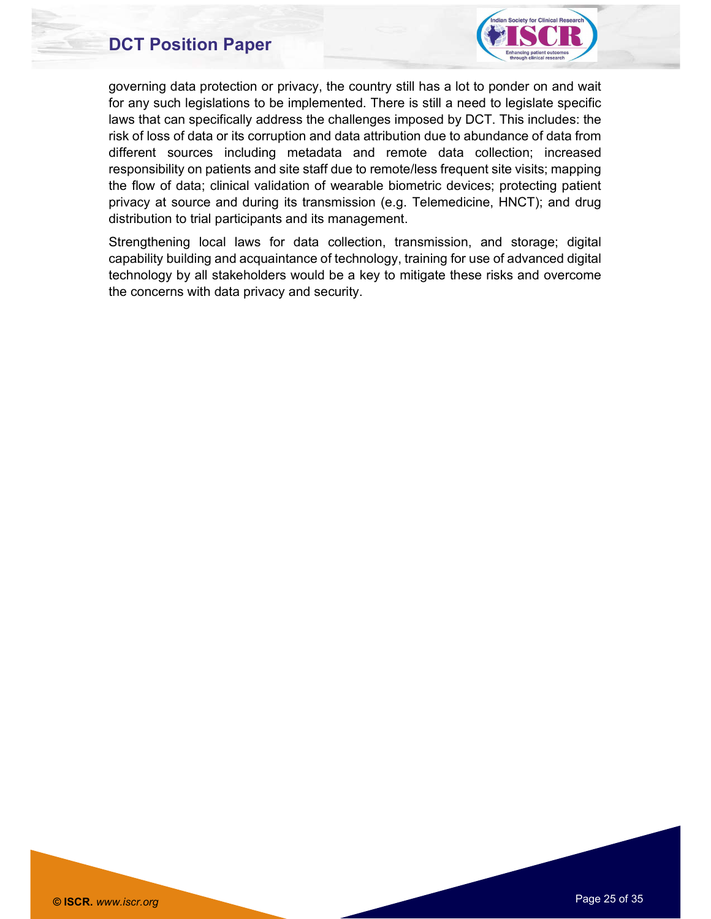governing data protection or privacy, the country still has a lot to ponder on and wait for any such legislations to be implemented. There is still a need to legislate specific laws that can specifically address the challenges imposed by DCT. This includes: the risk of loss of data or its corruption and data attribution due to abundance of data from different sources including metadata and remote data collection; increased responsibility on patients and site staff due to remote/less frequent site visits; mapping the flow of data; clinical validation of wearable biometric devices; protecting patient privacy at source and during its transmission (e.g. Telemedicine, HNCT); and drug distribution to trial participants and its management.

Strengthening local laws for data collection, transmission, and storage; digital capability building and acquaintance of technology, training for use of advanced digital technology by all stakeholders would be a key to mitigate these risks and overcome the concerns with data privacy and security.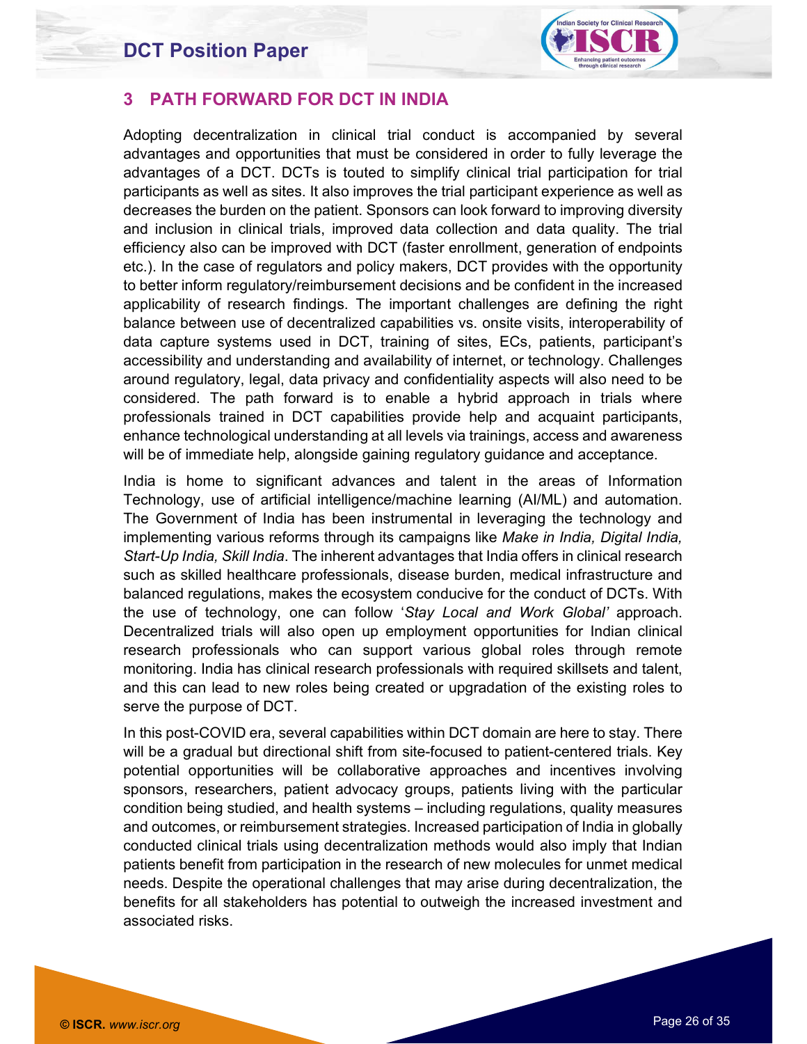# 3 PATH FORWARD FOR DCT IN INDIA

Adopting decentralization in clinical trial conduct is accompanied by several advantages and opportunities that must be considered in order to fully leverage the advantages of a DCT. DCTs is touted to simplify clinical trial participation for trial participants as well as sites. It also improves the trial participant experience as well as decreases the burden on the patient. Sponsors can look forward to improving diversity and inclusion in clinical trials, improved data collection and data quality. The trial efficiency also can be improved with DCT (faster enrollment, generation of endpoints etc.). In the case of regulators and policy makers, DCT provides with the opportunity to better inform regulatory/reimbursement decisions and be confident in the increased applicability of research findings. The important challenges are defining the right balance between use of decentralized capabilities vs. onsite visits, interoperability of data capture systems used in DCT, training of sites, ECs, patients, participant's accessibility and understanding and availability of internet, or technology. Challenges around regulatory, legal, data privacy and confidentiality aspects will also need to be considered. The path forward is to enable a hybrid approach in trials where professionals trained in DCT capabilities provide help and acquaint participants, enhance technological understanding at all levels via trainings, access and awareness will be of immediate help, alongside gaining regulatory guidance and acceptance.

India is home to significant advances and talent in the areas of Information Technology, use of artificial intelligence/machine learning (AI/ML) and automation. The Government of India has been instrumental in leveraging the technology and implementing various reforms through its campaigns like *Make in India, Digital India, Start-Up India, Skill India*. The inherent advantages that India offers in clinical research such as skilled healthcare professionals, disease burden, medical infrastructure and balanced regulations, makes the ecosystem conducive for the conduct of DCTs. With the use of technology, one can follow '*Stay Local and Work Global'* approach. Decentralized trials will also open up employment opportunities for Indian clinical research professionals who can support various global roles through remote monitoring. India has clinical research professionals with required skillsets and talent, and this can lead to new roles being created or upgradation of the existing roles to serve the purpose of DCT.

In this post-COVID era, several capabilities within DCT domain are here to stay. There will be a gradual but directional shift from site-focused to patient-centered trials. Key potential opportunities will be collaborative approaches and incentives involving sponsors, researchers, patient advocacy groups, patients living with the particular condition being studied, and health systems – including regulations, quality measures and outcomes, or reimbursement strategies. Increased participation of India in globally conducted clinical trials using decentralization methods would also imply that Indian patients benefit from participation in the research of new molecules for unmet medical needs. Despite the operational challenges that may arise during decentralization, the benefits for all stakeholders has potential to outweigh the increased investment and associated risks.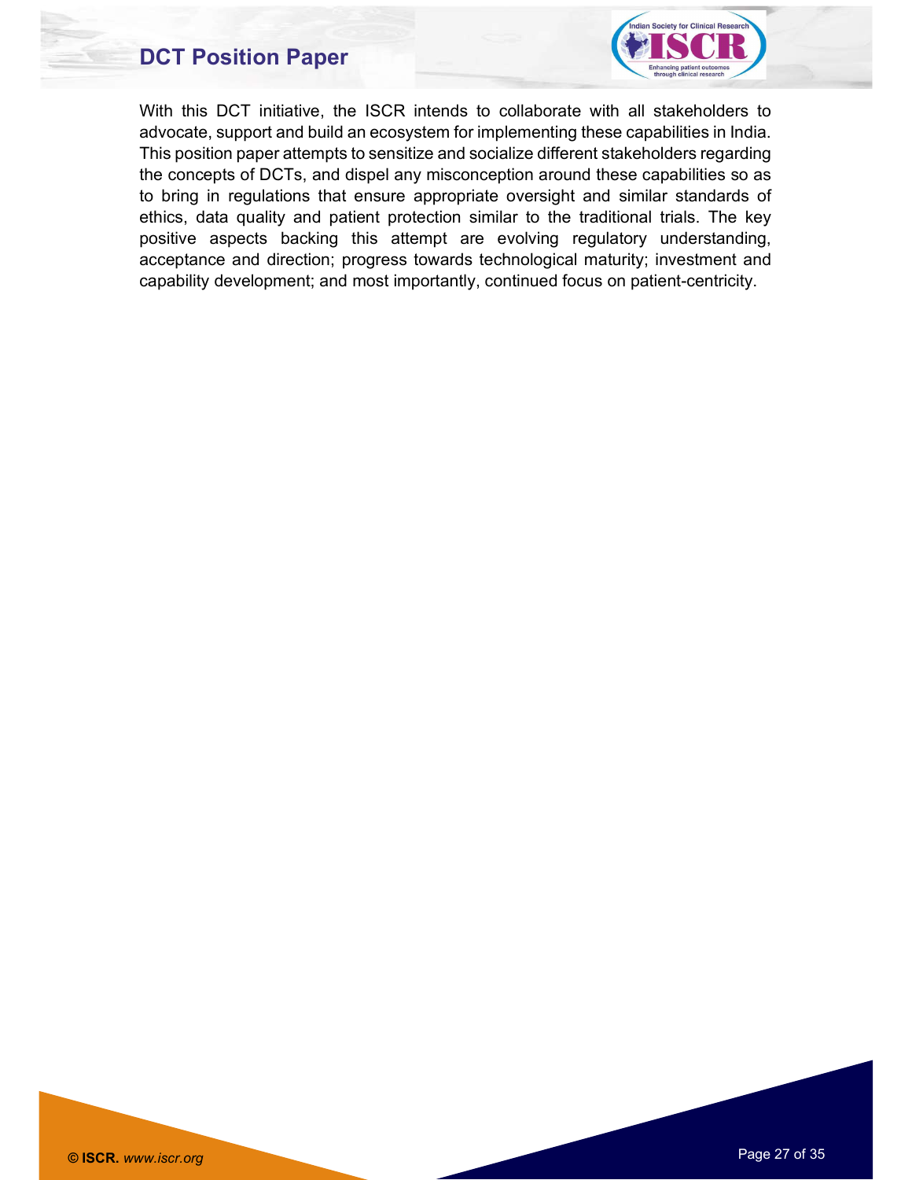With this DCT initiative, the ISCR intends to collaborate with all stakeholders to advocate, support and build an ecosystem for implementing these capabilities in India. This position paper attempts to sensitize and socialize different stakeholders regarding the concepts of DCTs, and dispel any misconception around these capabilities so as to bring in regulations that ensure appropriate oversight and similar standards of ethics, data quality and patient protection similar to the traditional trials. The key positive aspects backing this attempt are evolving regulatory understanding, acceptance and direction; progress towards technological maturity; investment and capability development; and most importantly, continued focus on patient-centricity.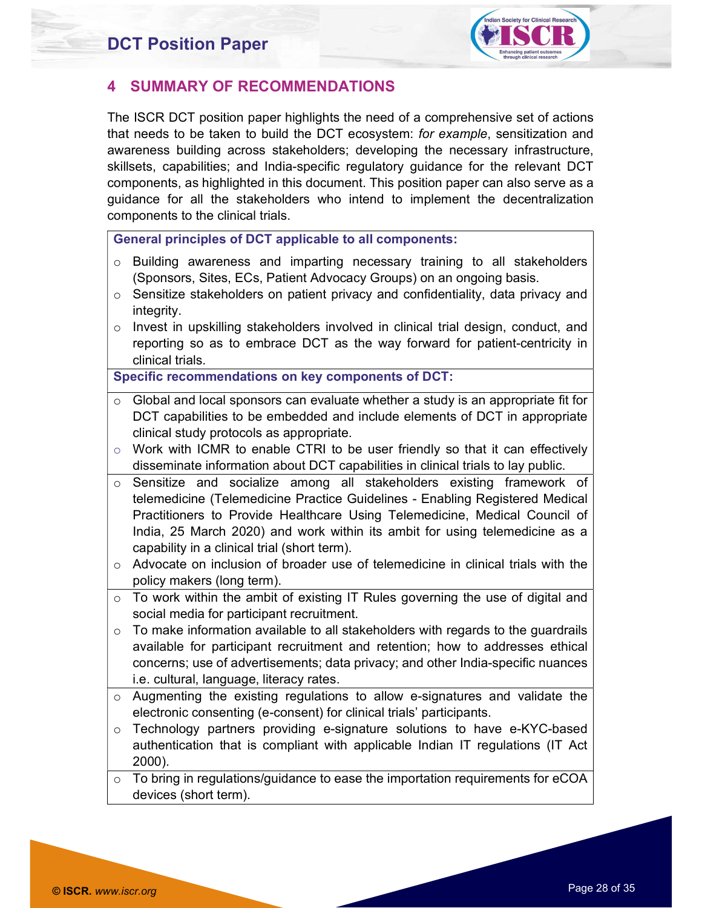## 4 SUMMARY OF RECOMMENDATIONS

The ISCR DCT position paper highlights the need of a comprehensive set of actions that needs to be taken to build the DCT ecosystem: *for example*, sensitization and awareness building across stakeholders; developing the necessary infrastructure, skillsets, capabilities; and India-specific regulatory guidance for the relevant DCT components, as highlighted in this document. This position paper can also serve as a guidance for all the stakeholders who intend to implement the decentralization components to the clinical trials.

**General principles of DCT applicable to all components:**

- Building awareness and imparting necessary training to all stakeholders (Sponsors, Sites, ECs, Patient Advocacy Groups) on an ongoing basis.
- Sensitize stakeholders on patient privacy and confidentiality, data privacy and integrity.
- Invest in upskilling stakeholders involved in clinical trial design, conduct, and reporting so as to embrace DCT as the way forward for patient-centricity in clinical trials.

**Specific recommendations on key components of DCT:**

- Global and local sponsors can evaluate whether a study is an appropriate fit for DCT capabilities to be embedded and include elements of DCT in appropriate clinical study protocols as appropriate.
- Work with ICMR to enable CTRI to be user friendly so that it can effectively disseminate information about DCT capabilities in clinical trials to lay public.

---

- Sensitize and socialize among all stakeholders existing framework of telemedicine (Telemedicine Practice Guidelines - Enabling Registered Medical Practitioners to Provide Healthcare Using Telemedicine, Medical Council of India, 25 March 2020) and work within its ambit for using telemedicine as a capability in a clinical trial (short term).
- Advocate on inclusion of broader use of telemedicine in clinical trials with the policy makers (long term).

---

- To work within the ambit of existing IT Rules governing the use of digital and social media for participant recruitment.
- To make information available to all stakeholders with regards to the guardrails available for participant recruitment and retention; how to addresses ethical concerns; use of advertisements; data privacy; and other India-specific nuances i.e. cultural, language, literacy rates.

---

- Augmenting the existing regulations to allow e-signatures and validate the electronic consenting (e-consent) for clinical trials' participants.
- Technology partners providing e-signature solutions to have e-KYC-based authentication that is compliant with applicable Indian IT regulations (IT Act 2000).

---

- To bring in regulations/guidance to ease the importation requirements for eCOA devices (short term).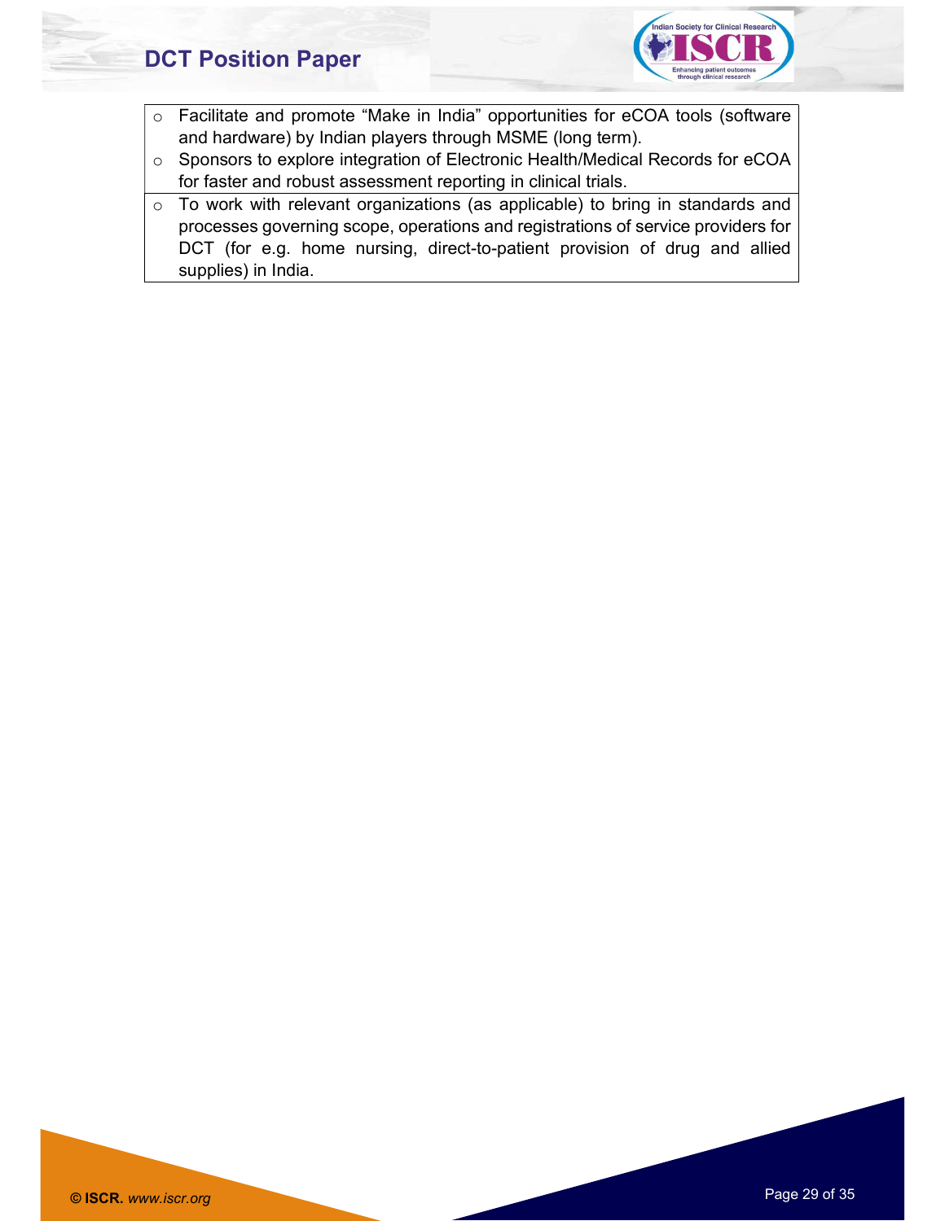| |
|---|
| - Facilitate and promote "Make in India" opportunities for eCOA tools (software and hardware) by Indian players through MSME (long term).<br>- Sponsors to explore integration of Electronic Health/Medical Records for eCOA for faster and robust assessment reporting in clinical trials. |
| - To work with relevant organizations (as applicable) to bring in standards and processes governing scope, operations and registrations of service providers for DCT (for e.g. home nursing, direct-to-patient provision of drug and allied supplies) in India. |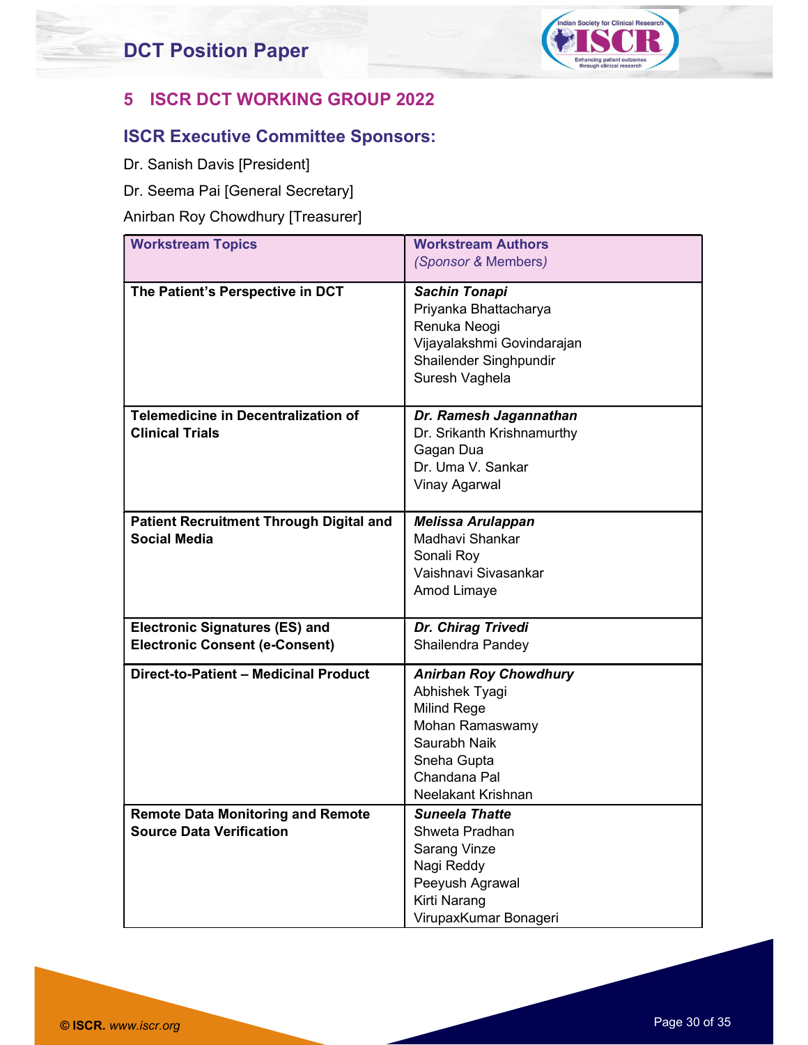## 5 ISCR DCT WORKING GROUP 2022

### ISCR Executive Committee Sponsors:

Dr. Sanish Davis [President]

Dr. Seema Pai [General Secretary]

Anirban Roy Chowdhury [Treasurer]

| **Workstream Topics** | **Workstream Authors** *(Sponsor & Members)* |
|---|---|
| **The Patient's Perspective in DCT** | ***Sachin Tonapi***<br>Priyanka Bhattacharya<br>Renuka Neogi<br>Vijayalakshmi Govindarajan<br>Shailender Singhpundir<br>Suresh Vaghela |
| **Telemedicine in Decentralization of Clinical Trials** | ***Dr. Ramesh Jagannathan***<br>Dr. Srikanth Krishnamurthy<br>Gagan Dua<br>Dr. Uma V. Sankar<br>Vinay Agarwal |
| **Patient Recruitment Through Digital and Social Media** | ***Melissa Arulappan***<br>Madhavi Shankar<br>Sonali Roy<br>Vaishnavi Sivasankar<br>Amod Limaye |
| **Electronic Signatures (ES) and Electronic Consent (e-Consent)** | ***Dr. Chirag Trivedi***<br>Shailendra Pandey |
| **Direct-to-Patient – Medicinal Product** | ***Anirban Roy Chowdhury***<br>Abhishek Tyagi<br>Milind Rege<br>Mohan Ramaswamy<br>Saurabh Naik<br>Sneha Gupta<br>Chandana Pal<br>Neelakant Krishnan |
| **Remote Data Monitoring and Remote Source Data Verification** | ***Suneela Thatte***<br>Shweta Pradhan<br>Sarang Vinze<br>Nagi Reddy<br>Peeyush Agrawal<br>Kirti Narang<br>VirupaxKumar Bonageri |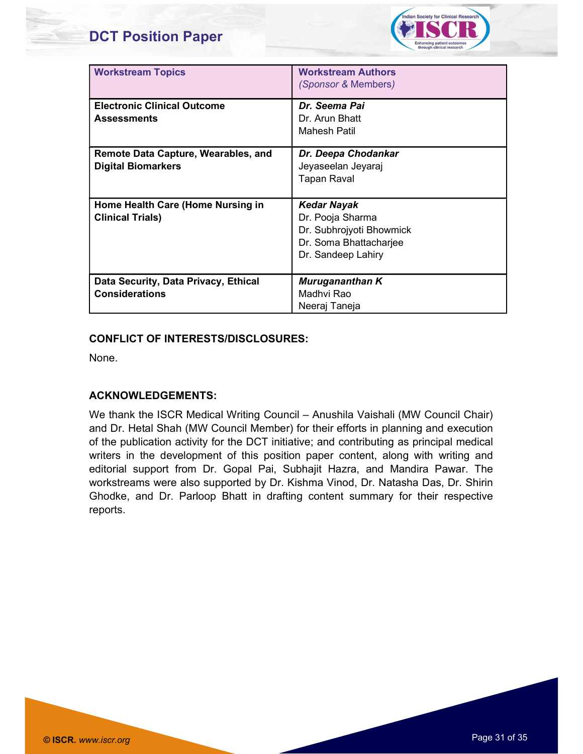| Workstream Topics | Workstream Authors *(Sponsor* & Members*)* |
|---|---|
| **Electronic Clinical Outcome Assessments** | ***Dr. Seema Pai***<br>Dr. Arun Bhatt<br>Mahesh Patil |
| **Remote Data Capture, Wearables, and Digital Biomarkers** | ***Dr. Deepa Chodankar***<br>Jeyaseelan Jeyaraj<br>Tapan Raval |
| **Home Health Care (Home Nursing in Clinical Trials)** | ***Kedar Nayak***<br>Dr. Pooja Sharma<br>Dr. Subhrojyoti Bhowmick<br>Dr. Soma Bhattacharjee<br>Dr. Sandeep Lahiry |
| **Data Security, Data Privacy, Ethical Considerations** | ***Muruganathan K***<br>Madhvi Rao<br>Neeraj Taneja |

**CONFLICT OF INTERESTS/DISCLOSURES:**

None.

**ACKNOWLEDGEMENTS:**

We thank the ISCR Medical Writing Council – Anushila Vaishali (MW Council Chair) and Dr. Hetal Shah (MW Council Member) for their efforts in planning and execution of the publication activity for the DCT initiative; and contributing as principal medical writers in the development of this position paper content, along with writing and editorial support from Dr. Gopal Pai, Subhajit Hazra, and Mandira Pawar. The workstreams were also supported by Dr. Kishma Vinod, Dr. Natasha Das, Dr. Shirin Ghodke, and Dr. Parloop Bhatt in drafting content summary for their respective reports.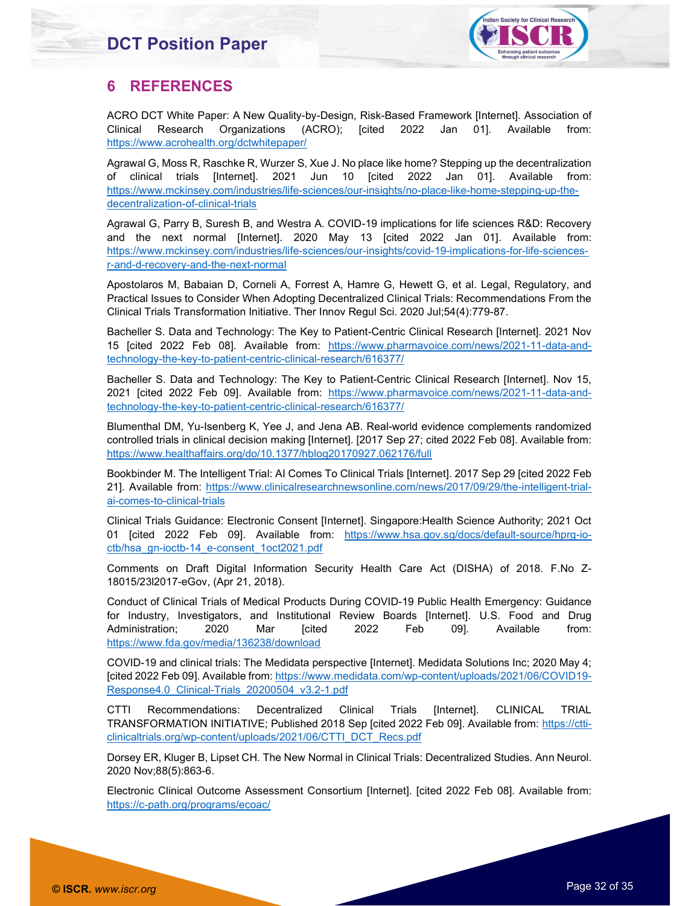# 6 REFERENCES

ACRO DCT White Paper: A New Quality-by-Design, Risk-Based Framework [Internet]. Association of Clinical Research Organizations (ACRO); [cited 2022 Jan 01]. Available from: https://www.acrohealth.org/dctwhitepaper/

Agrawal G, Moss R, Raschke R, Wurzer S, Xue J. No place like home? Stepping up the decentralization of clinical trials [Internet]. 2021 Jun 10 [cited 2022 Jan 01]. Available from: https://www.mckinsey.com/industries/life-sciences/our-insights/no-place-like-home-stepping-up-the-decentralization-of-clinical-trials

Agrawal G, Parry B, Suresh B, and Westra A. COVID-19 implications for life sciences R&D: Recovery and the next normal [Internet]. 2020 May 13 [cited 2022 Jan 01]. Available from: https://www.mckinsey.com/industries/life-sciences/our-insights/covid-19-implications-for-life-sciences-r-and-d-recovery-and-the-next-normal

Apostolaros M, Babaian D, Corneli A, Forrest A, Hamre G, Hewett G, et al. Legal, Regulatory, and Practical Issues to Consider When Adopting Decentralized Clinical Trials: Recommendations From the Clinical Trials Transformation Initiative. Ther Innov Regul Sci. 2020 Jul;54(4):779-87.

Bacheller S. Data and Technology: The Key to Patient-Centric Clinical Research [Internet]. 2021 Nov 15 [cited 2022 Feb 08]. Available from: https://www.pharmavoice.com/news/2021-11-data-and-technology-the-key-to-patient-centric-clinical-research/616377/

Bacheller S. Data and Technology: The Key to Patient-Centric Clinical Research [Internet]. Nov 15, 2021 [cited 2022 Feb 09]. Available from: https://www.pharmavoice.com/news/2021-11-data-and-technology-the-key-to-patient-centric-clinical-research/616377/

Blumenthal DM, Yu-Isenberg K, Yee J, and Jena AB. Real-world evidence complements randomized controlled trials in clinical decision making [Internet]. [2017 Sep 27; cited 2022 Feb 08]. Available from: https://www.healthaffairs.org/do/10.1377/hblog20170927.062176/full

Bookbinder M. The Intelligent Trial: AI Comes To Clinical Trials [Internet]. 2017 Sep 29 [cited 2022 Feb 21]. Available from: https://www.clinicalresearchnewsonline.com/news/2017/09/29/the-intelligent-trial-ai-comes-to-clinical-trials

Clinical Trials Guidance: Electronic Consent [Internet]. Singapore:Health Science Authority; 2021 Oct 01 [cited 2022 Feb 09]. Available from: https://www.hsa.gov.sg/docs/default-source/hprg-io-ctb/hsa_gn-ioctb-14_e-consent_1oct2021.pdf

Comments on Draft Digital Information Security Health Care Act (DISHA) of 2018. F.No Z-18015/23l2017-eGov, (Apr 21, 2018).

Conduct of Clinical Trials of Medical Products During COVID-19 Public Health Emergency: Guidance for Industry, Investigators, and Institutional Review Boards [Internet]. U.S. Food and Drug Administration; 2020 Mar [cited 2022 Feb 09]. Available from: https://www.fda.gov/media/136238/download

COVID-19 and clinical trials: The Medidata perspective [Internet]. Medidata Solutions Inc; 2020 May 4; [cited 2022 Feb 09]. Available from: https://www.medidata.com/wp-content/uploads/2021/06/COVID19-Response4.0_Clinical-Trials_20200504_v3.2-1.pdf

CTTI Recommendations: Decentralized Clinical Trials [Internet]. CLINICAL TRIAL TRANSFORMATION INITIATIVE; Published 2018 Sep [cited 2022 Feb 09]. Available from: https://ctti-clinicaltrials.org/wp-content/uploads/2021/06/CTTI_DCT_Recs.pdf

Dorsey ER, Kluger B, Lipset CH. The New Normal in Clinical Trials: Decentralized Studies. Ann Neurol. 2020 Nov;88(5):863-6.

Electronic Clinical Outcome Assessment Consortium [Internet]. [cited 2022 Feb 08]. Available from: https://c-path.org/programs/ecoac/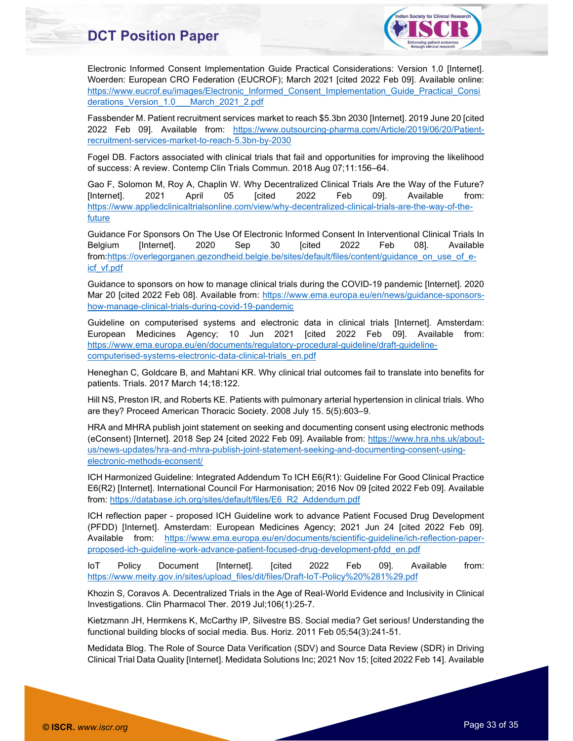Electronic Informed Consent Implementation Guide Practical Considerations: Version 1.0 [Internet]. Woerden: European CRO Federation (EUCROF); March 2021 [cited 2022 Feb 09]. Available online: https://www.eucrof.eu/images/Electronic_Informed_Consent_Implementation_Guide_Practical_Considerations_Version_1.0___March_2021_2.pdf

Fassbender M. Patient recruitment services market to reach $5.3bn 2030 [Internet]. 2019 June 20 [cited 2022 Feb 09]. Available from: https://www.outsourcing-pharma.com/Article/2019/06/20/Patient-recruitment-services-market-to-reach-5.3bn-by-2030

Fogel DB. Factors associated with clinical trials that fail and opportunities for improving the likelihood of success: A review. Contemp Clin Trials Commun. 2018 Aug 07;11:156–64.

Gao F, Solomon M, Roy A, Chaplin W. Why Decentralized Clinical Trials Are the Way of the Future? [Internet]. 2021 April 05 [cited 2022 Feb 09]. Available from: https://www.appliedclinicaltrialsonline.com/view/why-decentralized-clinical-trials-are-the-way-of-the-future

Guidance For Sponsors On The Use Of Electronic Informed Consent In Interventional Clinical Trials In Belgium [Internet]. 2020 Sep 30 [cited 2022 Feb 08]. Available from:https://overlegorganen.gezondheid.belgie.be/sites/default/files/content/guidance_on_use_of_e-icf_vf.pdf

Guidance to sponsors on how to manage clinical trials during the COVID-19 pandemic [Internet]. 2020 Mar 20 [cited 2022 Feb 08]. Available from: https://www.ema.europa.eu/en/news/guidance-sponsors-how-manage-clinical-trials-during-covid-19-pandemic

Guideline on computerised systems and electronic data in clinical trials [Internet]. Amsterdam: European Medicines Agency; 10 Jun 2021 [cited 2022 Feb 09]. Available from: https://www.ema.europa.eu/en/documents/regulatory-procedural-guideline/draft-guideline-computerised-systems-electronic-data-clinical-trials_en.pdf

Heneghan C, Goldcare B, and Mahtani KR. Why clinical trial outcomes fail to translate into benefits for patients. Trials. 2017 March 14;18:122.

Hill NS, Preston IR, and Roberts KE. Patients with pulmonary arterial hypertension in clinical trials. Who are they? Proceed American Thoracic Society. 2008 July 15. 5(5):603–9.

HRA and MHRA publish joint statement on seeking and documenting consent using electronic methods (eConsent) [Internet]. 2018 Sep 24 [cited 2022 Feb 09]. Available from: https://www.hra.nhs.uk/about-us/news-updates/hra-and-mhra-publish-joint-statement-seeking-and-documenting-consent-using-electronic-methods-econsent/

ICH Harmonized Guideline: Integrated Addendum To ICH E6(R1): Guideline For Good Clinical Practice E6(R2) [Internet]. International Council For Harmonisation; 2016 Nov 09 [cited 2022 Feb 09]. Available from: https://database.ich.org/sites/default/files/E6_R2_Addendum.pdf

ICH reflection paper - proposed ICH Guideline work to advance Patient Focused Drug Development (PFDD) [Internet]. Amsterdam: European Medicines Agency; 2021 Jun 24 [cited 2022 Feb 09]. Available from: https://www.ema.europa.eu/en/documents/scientific-guideline/ich-reflection-paper-proposed-ich-guideline-work-advance-patient-focused-drug-development-pfdd_en.pdf

IoT Policy Document [Internet]. [cited 2022 Feb 09]. Available from: https://www.meity.gov.in/sites/upload_files/dit/files/Draft-IoT-Policy%20%281%29.pdf

Khozin S, Coravos A. Decentralized Trials in the Age of Real-World Evidence and Inclusivity in Clinical Investigations. Clin Pharmacol Ther. 2019 Jul;106(1):25-7.

Kietzmann JH, Hermkens K, McCarthy IP, Silvestre BS. Social media? Get serious! Understanding the functional building blocks of social media. Bus. Horiz. 2011 Feb 05;54(3):241-51.

Medidata Blog. The Role of Source Data Verification (SDV) and Source Data Review (SDR) in Driving Clinical Trial Data Quality [Internet]. Medidata Solutions Inc; 2021 Nov 15; [cited 2022 Feb 14]. Available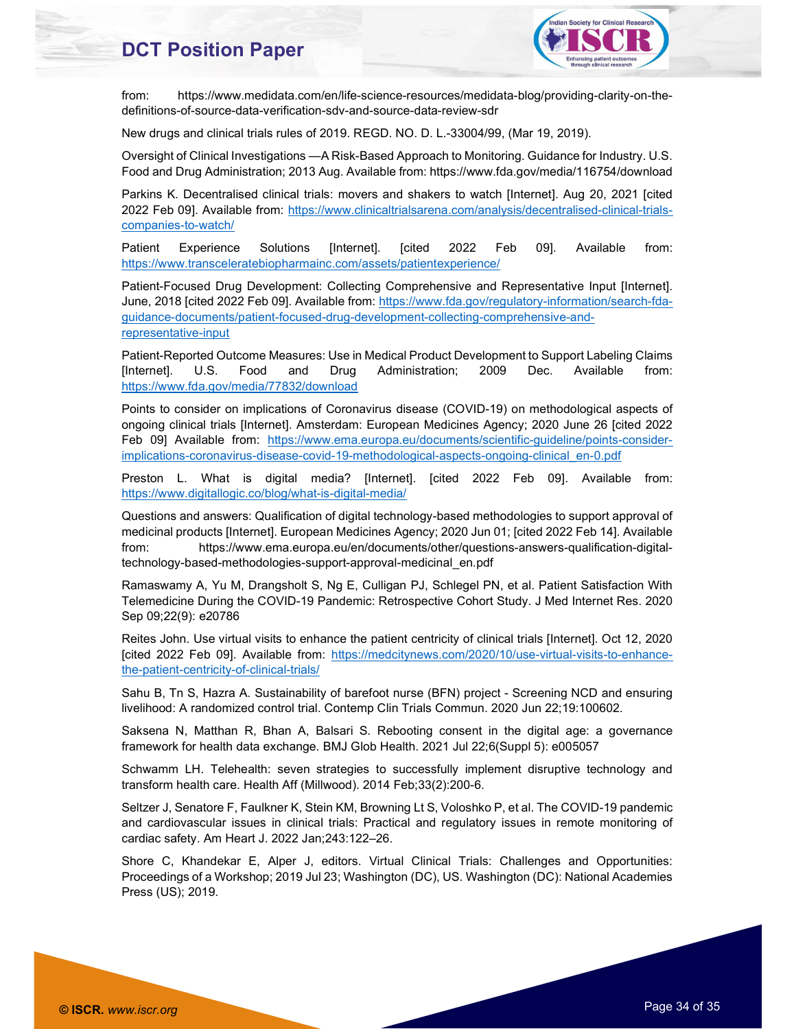from: https://www.medidata.com/en/life-science-resources/medidata-blog/providing-clarity-on-the-definitions-of-source-data-verification-sdv-and-source-data-review-sdr

New drugs and clinical trials rules of 2019. REGD. NO. D. L.-33004/99, (Mar 19, 2019).

Oversight of Clinical Investigations —A Risk-Based Approach to Monitoring. Guidance for Industry. U.S. Food and Drug Administration; 2013 Aug. Available from: https://www.fda.gov/media/116754/download

Parkins K. Decentralised clinical trials: movers and shakers to watch [Internet]. Aug 20, 2021 [cited 2022 Feb 09]. Available from: https://www.clinicaltrialsarena.com/analysis/decentralised-clinical-trials-companies-to-watch/

Patient Experience Solutions [Internet]. [cited 2022 Feb 09]. Available from: https://www.transceleratebiopharmainc.com/assets/patientexperience/

Patient-Focused Drug Development: Collecting Comprehensive and Representative Input [Internet]. June, 2018 [cited 2022 Feb 09]. Available from: https://www.fda.gov/regulatory-information/search-fda-guidance-documents/patient-focused-drug-development-collecting-comprehensive-and-representative-input

Patient-Reported Outcome Measures: Use in Medical Product Development to Support Labeling Claims [Internet]. U.S. Food and Drug Administration; 2009 Dec. Available from: https://www.fda.gov/media/77832/download

Points to consider on implications of Coronavirus disease (COVID-19) on methodological aspects of ongoing clinical trials [Internet]. Amsterdam: European Medicines Agency; 2020 June 26 [cited 2022 Feb 09] Available from: https://www.ema.europa.eu/documents/scientific-guideline/points-consider-implications-coronavirus-disease-covid-19-methodological-aspects-ongoing-clinical_en-0.pdf

Preston L. What is digital media? [Internet]. [cited 2022 Feb 09]. Available from: https://www.digitallogic.co/blog/what-is-digital-media/

Questions and answers: Qualification of digital technology-based methodologies to support approval of medicinal products [Internet]. European Medicines Agency; 2020 Jun 01; [cited 2022 Feb 14]. Available from: https://www.ema.europa.eu/en/documents/other/questions-answers-qualification-digital-technology-based-methodologies-support-approval-medicinal_en.pdf

Ramaswamy A, Yu M, Drangsholt S, Ng E, Culligan PJ, Schlegel PN, et al. Patient Satisfaction With Telemedicine During the COVID-19 Pandemic: Retrospective Cohort Study. J Med Internet Res. 2020 Sep 09;22(9): e20786

Reites John. Use virtual visits to enhance the patient centricity of clinical trials [Internet]. Oct 12, 2020 [cited 2022 Feb 09]. Available from: https://medcitynews.com/2020/10/use-virtual-visits-to-enhance-the-patient-centricity-of-clinical-trials/

Sahu B, Tn S, Hazra A. Sustainability of barefoot nurse (BFN) project - Screening NCD and ensuring livelihood: A randomized control trial. Contemp Clin Trials Commun. 2020 Jun 22;19:100602.

Saksena N, Matthan R, Bhan A, Balsari S. Rebooting consent in the digital age: a governance framework for health data exchange. BMJ Glob Health. 2021 Jul 22;6(Suppl 5): e005057

Schwamm LH. Telehealth: seven strategies to successfully implement disruptive technology and transform health care. Health Aff (Millwood). 2014 Feb;33(2):200-6.

Seltzer J, Senatore F, Faulkner K, Stein KM, Browning Lt S, Voloshko P, et al. The COVID-19 pandemic and cardiovascular issues in clinical trials: Practical and regulatory issues in remote monitoring of cardiac safety. Am Heart J. 2022 Jan;243:122–26.

Shore C, Khandekar E, Alper J, editors. Virtual Clinical Trials: Challenges and Opportunities: Proceedings of a Workshop; 2019 Jul 23; Washington (DC), US. Washington (DC): National Academies Press (US); 2019.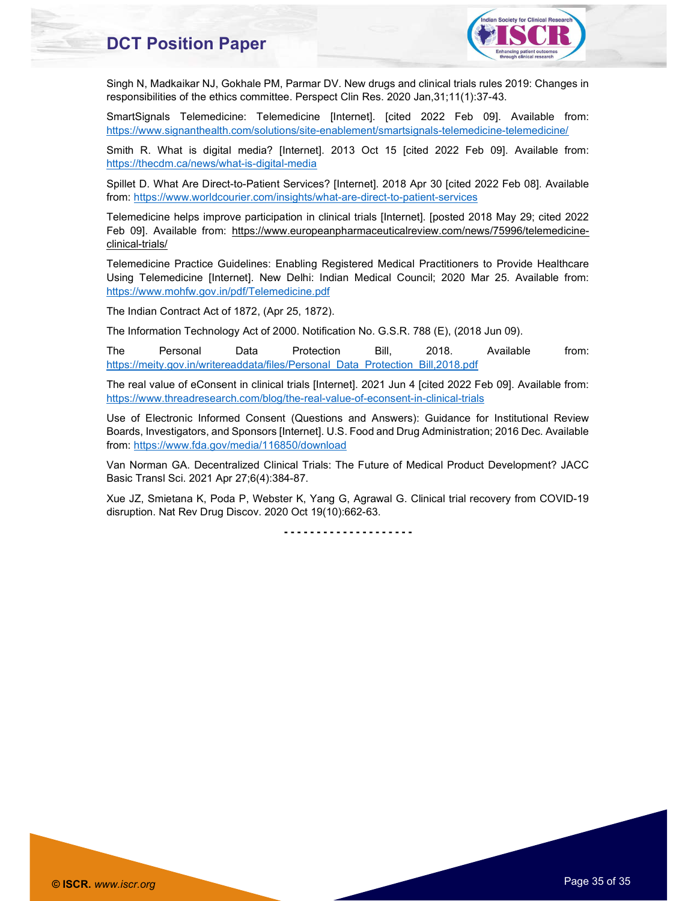Singh N, Madkaikar NJ, Gokhale PM, Parmar DV. New drugs and clinical trials rules 2019: Changes in responsibilities of the ethics committee. Perspect Clin Res. 2020 Jan,31;11(1):37-43.

SmartSignals Telemedicine: Telemedicine [Internet]. [cited 2022 Feb 09]. Available from: https://www.signanthealth.com/solutions/site-enablement/smartsignals-telemedicine-telemedicine/

Smith R. What is digital media? [Internet]. 2013 Oct 15 [cited 2022 Feb 09]. Available from: https://thecdm.ca/news/what-is-digital-media

Spillet D. What Are Direct-to-Patient Services? [Internet]. 2018 Apr 30 [cited 2022 Feb 08]. Available from: https://www.worldcourier.com/insights/what-are-direct-to-patient-services

Telemedicine helps improve participation in clinical trials [Internet]. [posted 2018 May 29; cited 2022 Feb 09]. Available from: https://www.europeanpharmaceuticalreview.com/news/75996/telemedicine-clinical-trials/

Telemedicine Practice Guidelines: Enabling Registered Medical Practitioners to Provide Healthcare Using Telemedicine [Internet]. New Delhi: Indian Medical Council; 2020 Mar 25. Available from: https://www.mohfw.gov.in/pdf/Telemedicine.pdf

The Indian Contract Act of 1872, (Apr 25, 1872).

The Information Technology Act of 2000. Notification No. G.S.R. 788 (E), (2018 Jun 09).

The Personal Data Protection Bill, 2018. Available from: https://meity.gov.in/writereaddata/files/Personal_Data_Protection_Bill,2018.pdf

The real value of eConsent in clinical trials [Internet]. 2021 Jun 4 [cited 2022 Feb 09]. Available from: https://www.threadresearch.com/blog/the-real-value-of-econsent-in-clinical-trials

Use of Electronic Informed Consent (Questions and Answers): Guidance for Institutional Review Boards, Investigators, and Sponsors [Internet]. U.S. Food and Drug Administration; 2016 Dec. Available from: https://www.fda.gov/media/116850/download

Van Norman GA. Decentralized Clinical Trials: The Future of Medical Product Development? JACC Basic Transl Sci. 2021 Apr 27;6(4):384-87.

Xue JZ, Smietana K, Poda P, Webster K, Yang G, Agrawal G. Clinical trial recovery from COVID-19 disruption. Nat Rev Drug Discov. 2020 Oct 19(10):662-63.

- - - - - - - - - - - - - - - - - - - -